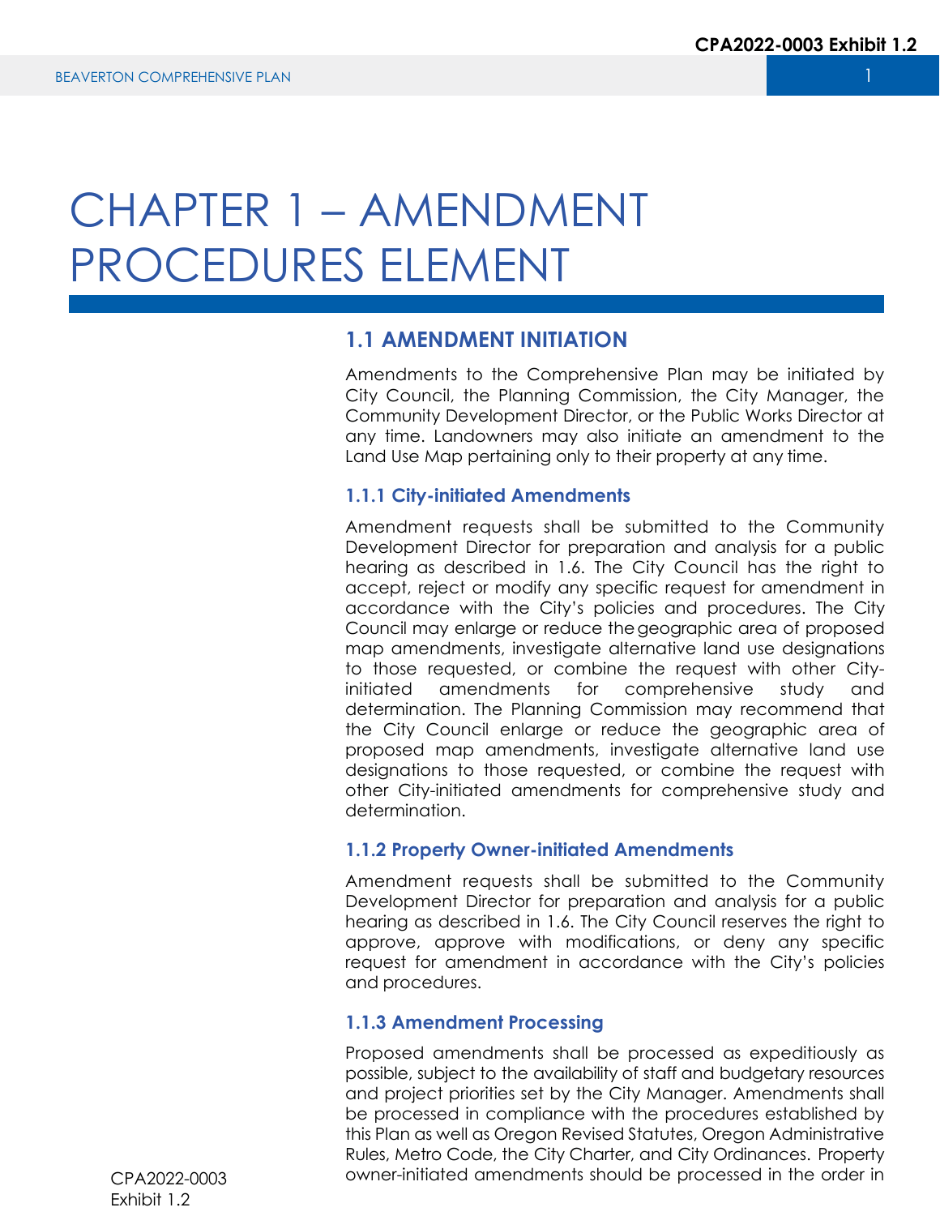# CHAPTER 1 – AMENDMENT PROCEDURES ELEMENT

## 1.1 AMENDMENT INITIATION

Amendments to the Comprehensive Plan may be initiated by City Council, the Planning Commission, the City Manager, the Community Development Director, or the Public Works Director at any time. Landowners may also initiate an amendment to the Land Use Map pertaining only to their property at any time.

### 1.1.1 City-initiated Amendments

Amendment requests shall be submitted to the Community Development Director for preparation and analysis for a public hearing as described in 1.6. The City Council has the right to accept, reject or modify any specific request for amendment in accordance with the City's policies and procedures. The City Council may enlarge or reduce the geographic area of proposed map amendments, investigate alternative land use designations to those requested, or combine the request with other City-initiated amendments for comprehensive study and determination. The Planning Commission may recommend that the City Council enlarge or reduce the geographic area of proposed map amendments, investigate alternative land use designations to those requested, or combine the request with other City-initiated amendments for comprehensive study and determination.

### 1.1.2 Property Owner-initiated Amendments

Amendment requests shall be submitted to the Community Development Director for preparation and analysis for a public hearing as described in 1.6. The City Council reserves the right to approve, approve with modifications, or deny any specific request for amendment in accordance with the City's policies and procedures.

### 1.1.3 Amendment Processing

Proposed amendments shall be processed as expeditiously as possible, subject to the availability of staff and budgetary resources and project priorities set by the City Manager. Amendments shall be processed in compliance with the procedures established by this Plan as well as Oregon Revised Statutes, Oregon Administrative Rules, Metro Code, the City Charter, and City Ordinances. Property owner-initiated amendments should be processed in the order in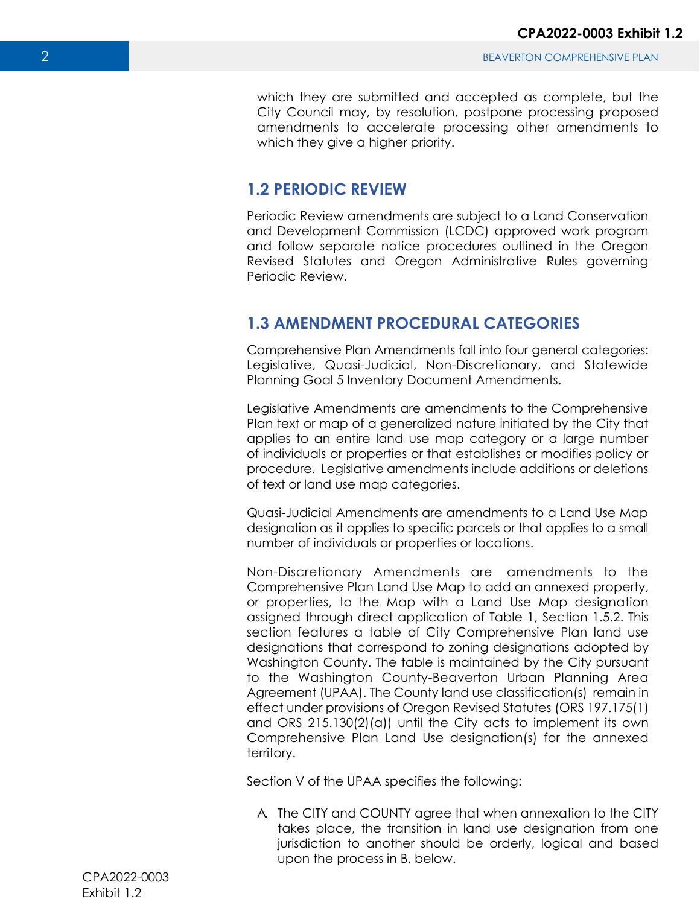which they are submitted and accepted as complete, but the City Council may, by resolution, postpone processing proposed amendments to accelerate processing other amendments to which they give a higher priority.

## 1.2 PERIODIC REVIEW

Periodic Review amendments are subject to a Land Conservation and Development Commission (LCDC) approved work program and follow separate notice procedures outlined in the Oregon Revised Statutes and Oregon Administrative Rules governing Periodic Review.

## 1.3 AMENDMENT PROCEDURAL CATEGORIES

Comprehensive Plan Amendments fall into four general categories: Legislative, Quasi-Judicial, Non-Discretionary, and Statewide Planning Goal 5 Inventory Document Amendments.

Legislative Amendments are amendments to the Comprehensive Plan text or map of a generalized nature initiated by the City that applies to an entire land use map category or a large number of individuals or properties or that establishes or modifies policy or procedure. Legislative amendments include additions or deletions of text or land use map categories.

Quasi-Judicial Amendments are amendments to a Land Use Map designation as it applies to specific parcels or that applies to a small number of individuals or properties or locations.

Non-Discretionary Amendments are amendments to the Comprehensive Plan Land Use Map to add an annexed property, or properties, to the Map with a Land Use Map designation assigned through direct application of Table 1, Section 1.5.2. This section features a table of City Comprehensive Plan land use designations that correspond to zoning designations adopted by Washington County. The table is maintained by the City pursuant to the Washington County-Beaverton Urban Planning Area Agreement (UPAA). The County land use classification(s) remain in effect under provisions of Oregon Revised Statutes (ORS 197.175(1) and ORS 215.130(2)(a)) until the City acts to implement its own Comprehensive Plan Land Use designation(s) for the annexed territory.

Section V of the UPAA specifies the following:

A. The CITY and COUNTY agree that when annexation to the CITY takes place, the transition in land use designation from one jurisdiction to another should be orderly, logical and based upon the process in B, below.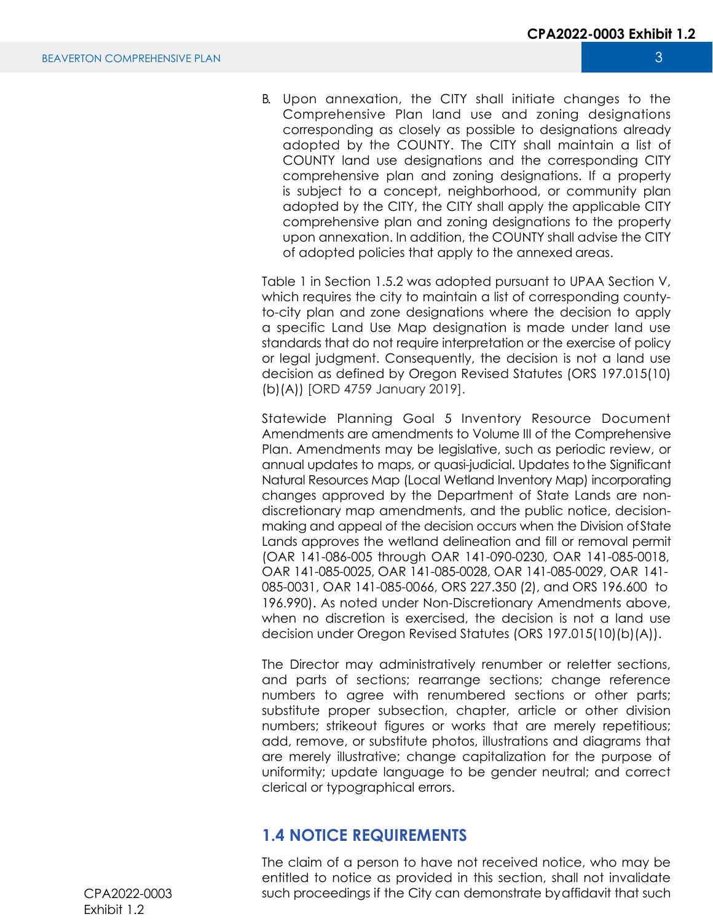B. Upon annexation, the CITY shall initiate changes to the Comprehensive Plan land use and zoning designations corresponding as closely as possible to designations already adopted by the COUNTY. The CITY shall maintain a list of COUNTY land use designations and the corresponding CITY comprehensive plan and zoning designations. If a property is subject to a concept, neighborhood, or community plan adopted by the CITY, the CITY shall apply the applicable CITY comprehensive plan and zoning designations to the property upon annexation. In addition, the COUNTY shall advise the CITY of adopted policies that apply to the annexed areas.

Table 1 in Section 1.5.2 was adopted pursuant to UPAA Section V, which requires the city to maintain a list of corresponding county-to-city plan and zone designations where the decision to apply a specific Land Use Map designation is made under land use standards that do not require interpretation or the exercise of policy or legal judgment. Consequently, the decision is not a land use decision as defined by Oregon Revised Statutes (ORS 197.015(10)(b)(A)) [ORD 4759 January 2019].

Statewide Planning Goal 5 Inventory Resource Document Amendments are amendments to Volume III of the Comprehensive Plan. Amendments may be legislative, such as periodic review, or annual updates to maps, or quasi-judicial. Updates to the Significant Natural Resources Map (Local Wetland Inventory Map) incorporating changes approved by the Department of State Lands are non-discretionary map amendments, and the public notice, decision-making and appeal of the decision occurs when the Division of State Lands approves the wetland delineation and fill or removal permit (OAR 141-086-005 through OAR 141-090-0230, OAR 141-085-0018, OAR 141-085-0025, OAR 141-085-0028, OAR 141-085-0029, OAR 141-085-0031, OAR 141-085-0066, ORS 227.350 (2), and ORS 196.600 to 196.990). As noted under Non-Discretionary Amendments above, when no discretion is exercised, the decision is not a land use decision under Oregon Revised Statutes (ORS 197.015(10)(b)(A)).

The Director may administratively renumber or reletter sections, and parts of sections; rearrange sections; change reference numbers to agree with renumbered sections or other parts; substitute proper subsection, chapter, article or other division numbers; strikeout figures or works that are merely repetitious; add, remove, or substitute photos, illustrations and diagrams that are merely illustrative; change capitalization for the purpose of uniformity; update language to be gender neutral; and correct clerical or typographical errors.

## 1.4 NOTICE REQUIREMENTS

The claim of a person to have not received notice, who may be entitled to notice as provided in this section, shall not invalidate such proceedings if the City can demonstrate by affidavit that such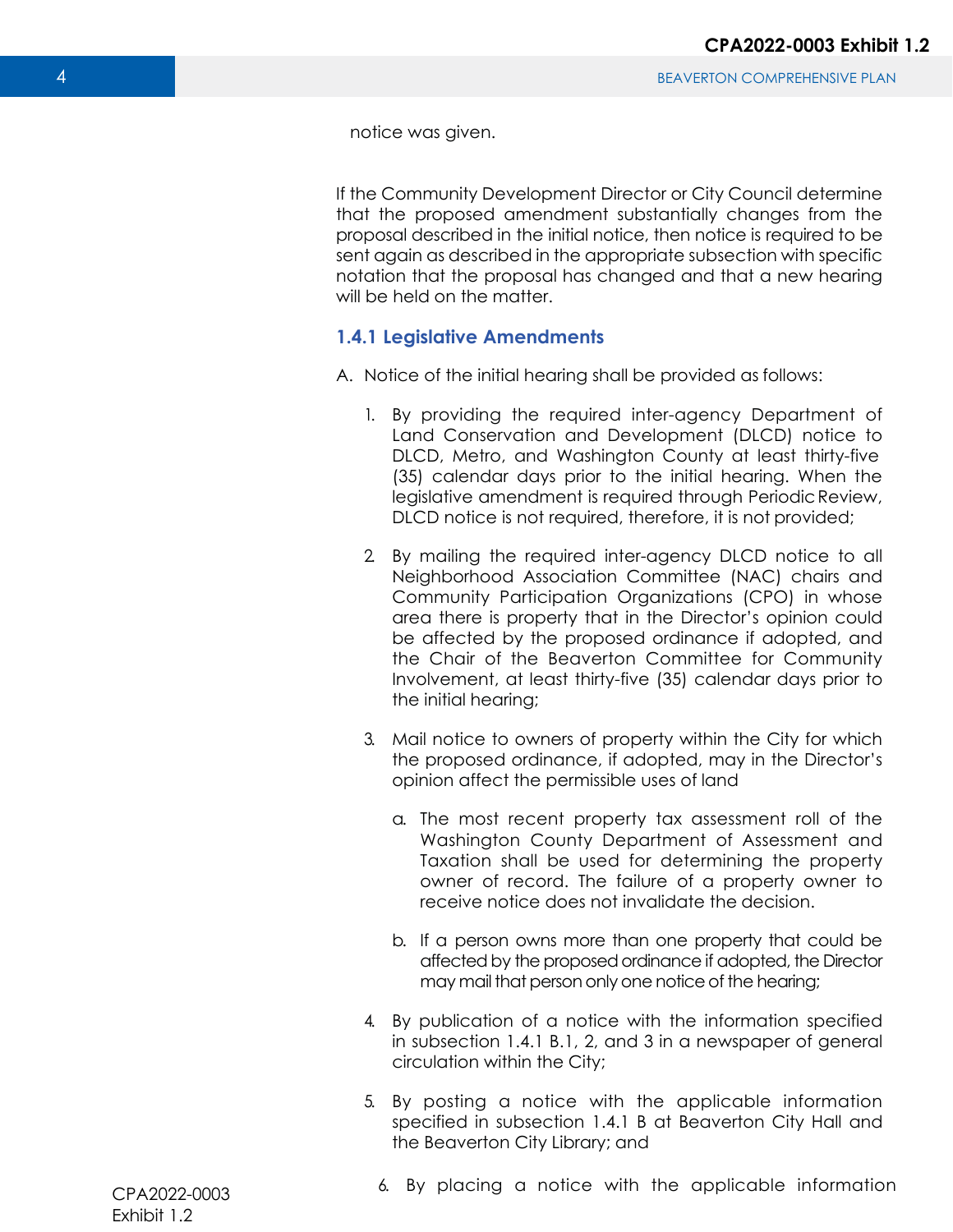notice was given.

If the Community Development Director or City Council determine that the proposed amendment substantially changes from the proposal described in the initial notice, then notice is required to be sent again as described in the appropriate subsection with specific notation that the proposal has changed and that a new hearing will be held on the matter.

### 1.4.1 Legislative Amendments

A. Notice of the initial hearing shall be provided as follows:

1. By providing the required inter-agency Department of Land Conservation and Development (DLCD) notice to DLCD, Metro, and Washington County at least thirty-five (35) calendar days prior to the initial hearing. When the legislative amendment is required through Periodic Review, DLCD notice is not required, therefore, it is not provided;

2. By mailing the required inter-agency DLCD notice to all Neighborhood Association Committee (NAC) chairs and Community Participation Organizations (CPO) in whose area there is property that in the Director's opinion could be affected by the proposed ordinance if adopted, and the Chair of the Beaverton Committee for Community Involvement, at least thirty-five (35) calendar days prior to the initial hearing;

3. Mail notice to owners of property within the City for which the proposed ordinance, if adopted, may in the Director's opinion affect the permissible uses of land

   a. The most recent property tax assessment roll of the Washington County Department of Assessment and Taxation shall be used for determining the property owner of record. The failure of a property owner to receive notice does not invalidate the decision.

   b. If a person owns more than one property that could be affected by the proposed ordinance if adopted, the Director may mail that person only one notice of the hearing;

4. By publication of a notice with the information specified in subsection 1.4.1 B.1, 2, and 3 in a newspaper of general circulation within the City;

5. By posting a notice with the applicable information specified in subsection 1.4.1 B at Beaverton City Hall and the Beaverton City Library; and

6. By placing a notice with the applicable information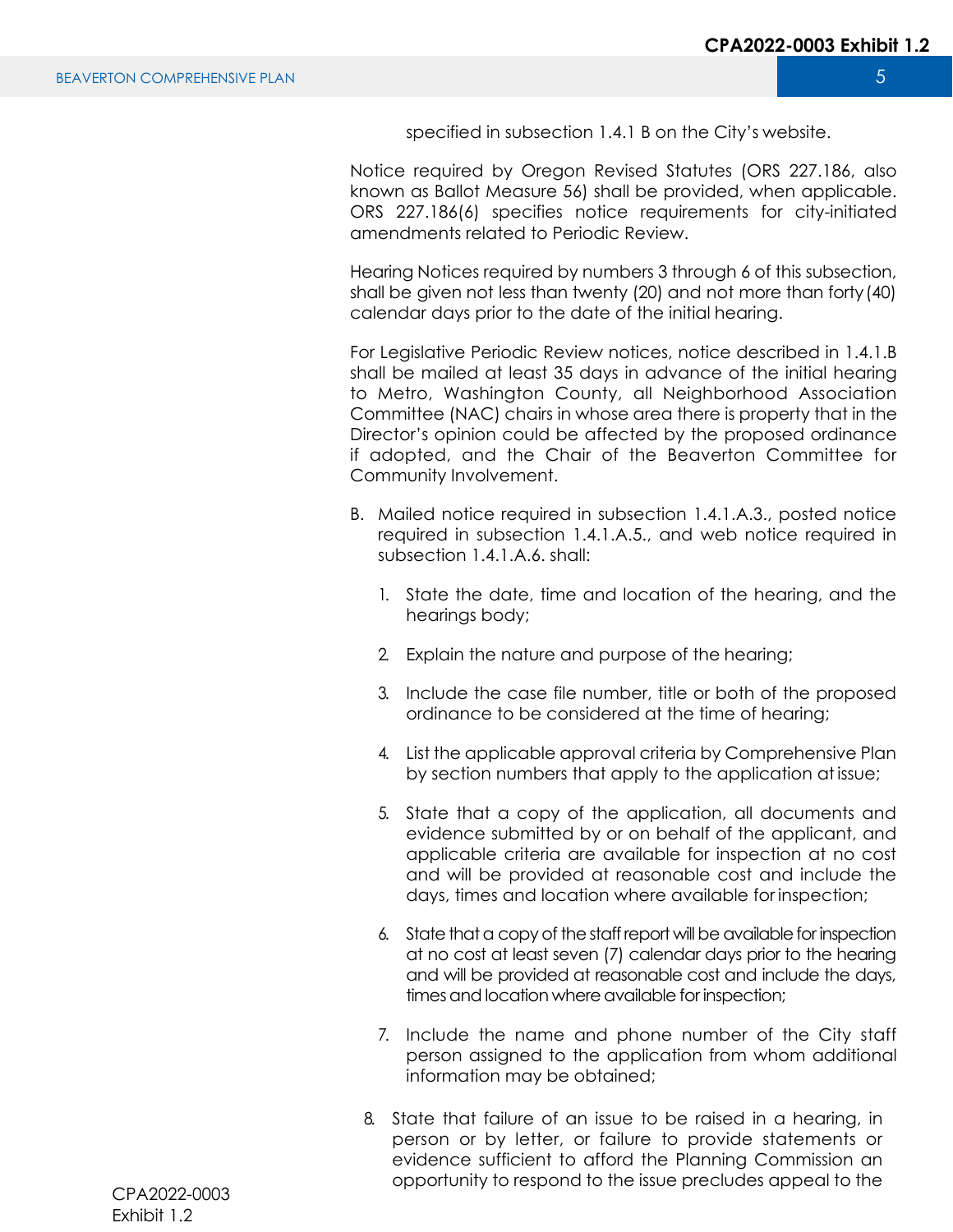specified in subsection 1.4.1 B on the City's website.

Notice required by Oregon Revised Statutes (ORS 227.186, also known as Ballot Measure 56) shall be provided, when applicable. ORS 227.186(6) specifies notice requirements for city-initiated amendments related to Periodic Review.

Hearing Notices required by numbers 3 through 6 of this subsection, shall be given not less than twenty (20) and not more than forty (40) calendar days prior to the date of the initial hearing.

For Legislative Periodic Review notices, notice described in 1.4.1.B shall be mailed at least 35 days in advance of the initial hearing to Metro, Washington County, all Neighborhood Association Committee (NAC) chairs in whose area there is property that in the Director's opinion could be affected by the proposed ordinance if adopted, and the Chair of the Beaverton Committee for Community Involvement.

B. Mailed notice required in subsection 1.4.1.A.3., posted notice required in subsection 1.4.1.A.5., and web notice required in subsection 1.4.1.A.6. shall:

   1. State the date, time and location of the hearing, and the hearings body;

   2. Explain the nature and purpose of the hearing;

   3. Include the case file number, title or both of the proposed ordinance to be considered at the time of hearing;

   4. List the applicable approval criteria by Comprehensive Plan by section numbers that apply to the application at issue;

   5. State that a copy of the application, all documents and evidence submitted by or on behalf of the applicant, and applicable criteria are available for inspection at no cost and will be provided at reasonable cost and include the days, times and location where available for inspection;

   6. State that a copy of the staff report will be available for inspection at no cost at least seven (7) calendar days prior to the hearing and will be provided at reasonable cost and include the days, times and location where available for inspection;

   7. Include the name and phone number of the City staff person assigned to the application from whom additional information may be obtained;

   8. State that failure of an issue to be raised in a hearing, in person or by letter, or failure to provide statements or evidence sufficient to afford the Planning Commission an opportunity to respond to the issue precludes appeal to the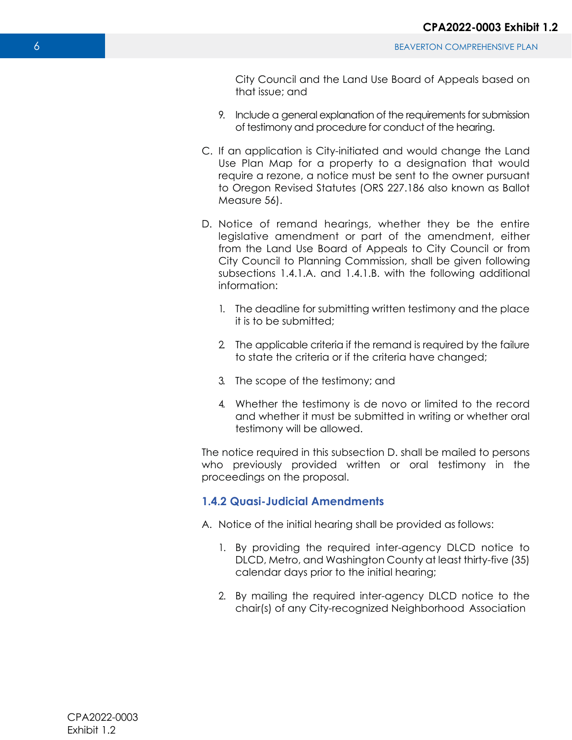City Council and the Land Use Board of Appeals based on that issue; and

9. Include a general explanation of the requirements for submission of testimony and procedure for conduct of the hearing.

C. If an application is City-initiated and would change the Land Use Plan Map for a property to a designation that would require a rezone, a notice must be sent to the owner pursuant to Oregon Revised Statutes (ORS 227.186 also known as Ballot Measure 56).

D. Notice of remand hearings, whether they be the entire legislative amendment or part of the amendment, either from the Land Use Board of Appeals to City Council or from City Council to Planning Commission, shall be given following subsections 1.4.1.A. and 1.4.1.B. with the following additional information:

1. The deadline for submitting written testimony and the place it is to be submitted;
2. The applicable criteria if the remand is required by the failure to state the criteria or if the criteria have changed;
3. The scope of the testimony; and
4. Whether the testimony is de novo or limited to the record and whether it must be submitted in writing or whether oral testimony will be allowed.

The notice required in this subsection D. shall be mailed to persons who previously provided written or oral testimony in the proceedings on the proposal.

### 1.4.2 Quasi-Judicial Amendments

A. Notice of the initial hearing shall be provided as follows:

1. By providing the required inter-agency DLCD notice to DLCD, Metro, and Washington County at least thirty-five (35) calendar days prior to the initial hearing;
2. By mailing the required inter-agency DLCD notice to the chair(s) of any City-recognized Neighborhood Association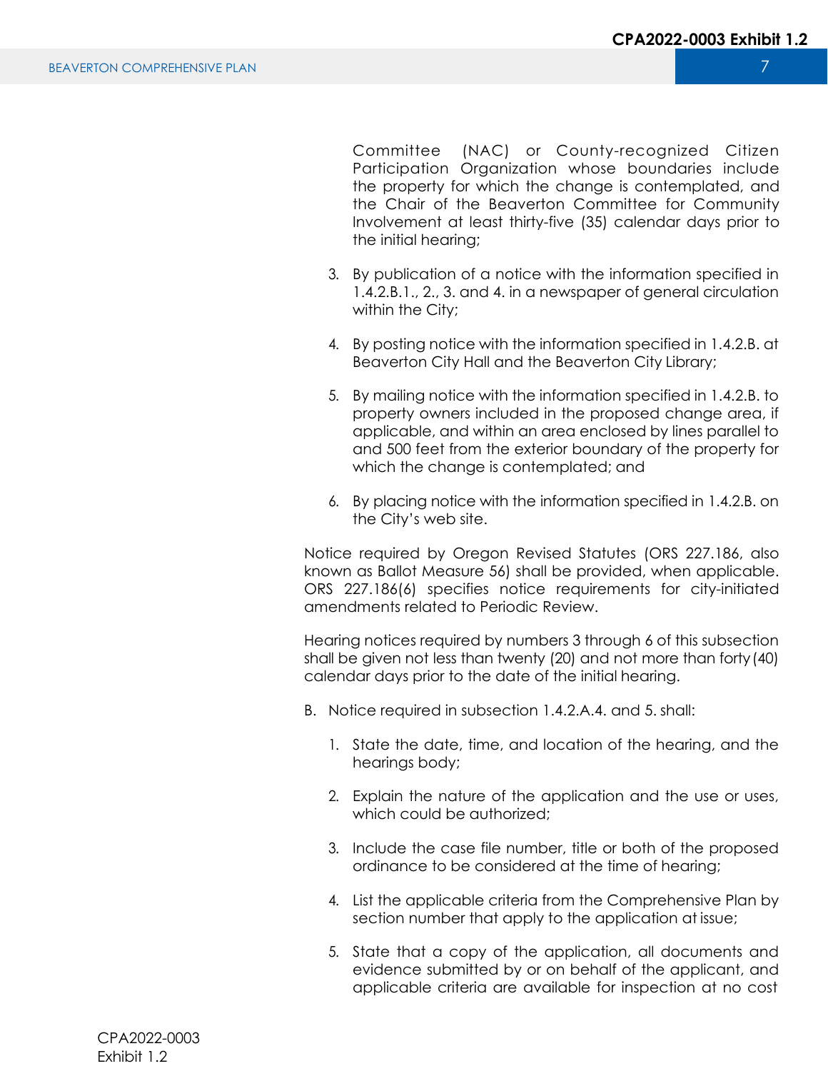Committee (NAC) or County-recognized Citizen Participation Organization whose boundaries include the property for which the change is contemplated, and the Chair of the Beaverton Committee for Community Involvement at least thirty-five (35) calendar days prior to the initial hearing;

3. By publication of a notice with the information specified in 1.4.2.B.1., 2., 3. and 4. in a newspaper of general circulation within the City;

4. By posting notice with the information specified in 1.4.2.B. at Beaverton City Hall and the Beaverton City Library;

5. By mailing notice with the information specified in 1.4.2.B. to property owners included in the proposed change area, if applicable, and within an area enclosed by lines parallel to and 500 feet from the exterior boundary of the property for which the change is contemplated; and

6. By placing notice with the information specified in 1.4.2.B. on the City's web site.

Notice required by Oregon Revised Statutes (ORS 227.186, also known as Ballot Measure 56) shall be provided, when applicable. ORS 227.186(6) specifies notice requirements for city-initiated amendments related to Periodic Review.

Hearing notices required by numbers 3 through 6 of this subsection shall be given not less than twenty (20) and not more than forty (40) calendar days prior to the date of the initial hearing.

B. Notice required in subsection 1.4.2.A.4. and 5. shall:

1. State the date, time, and location of the hearing, and the hearings body;

2. Explain the nature of the application and the use or uses, which could be authorized;

3. Include the case file number, title or both of the proposed ordinance to be considered at the time of hearing;

4. List the applicable criteria from the Comprehensive Plan by section number that apply to the application at issue;

5. State that a copy of the application, all documents and evidence submitted by or on behalf of the applicant, and applicable criteria are available for inspection at no cost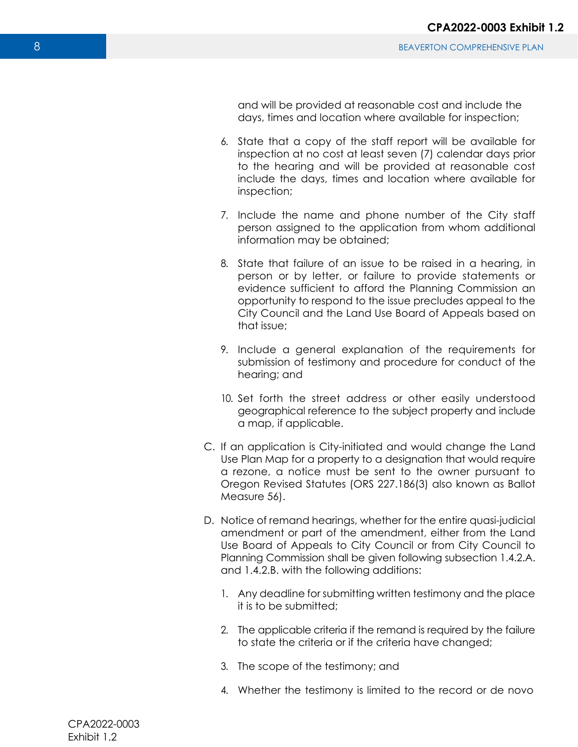and will be provided at reasonable cost and include the days, times and location where available for inspection;

6. State that a copy of the staff report will be available for inspection at no cost at least seven (7) calendar days prior to the hearing and will be provided at reasonable cost include the days, times and location where available for inspection;

7. Include the name and phone number of the City staff person assigned to the application from whom additional information may be obtained;

8. State that failure of an issue to be raised in a hearing, in person or by letter, or failure to provide statements or evidence sufficient to afford the Planning Commission an opportunity to respond to the issue precludes appeal to the City Council and the Land Use Board of Appeals based on that issue;

9. Include a general explanation of the requirements for submission of testimony and procedure for conduct of the hearing; and

10. Set forth the street address or other easily understood geographical reference to the subject property and include a map, if applicable.

C. If an application is City-initiated and would change the Land Use Plan Map for a property to a designation that would require a rezone, a notice must be sent to the owner pursuant to Oregon Revised Statutes (ORS 227.186(3) also known as Ballot Measure 56).

D. Notice of remand hearings, whether for the entire quasi-judicial amendment or part of the amendment, either from the Land Use Board of Appeals to City Council or from City Council to Planning Commission shall be given following subsection 1.4.2.A. and 1.4.2.B. with the following additions:

1. Any deadline for submitting written testimony and the place it is to be submitted;

2. The applicable criteria if the remand is required by the failure to state the criteria or if the criteria have changed;

3. The scope of the testimony; and

4. Whether the testimony is limited to the record or de novo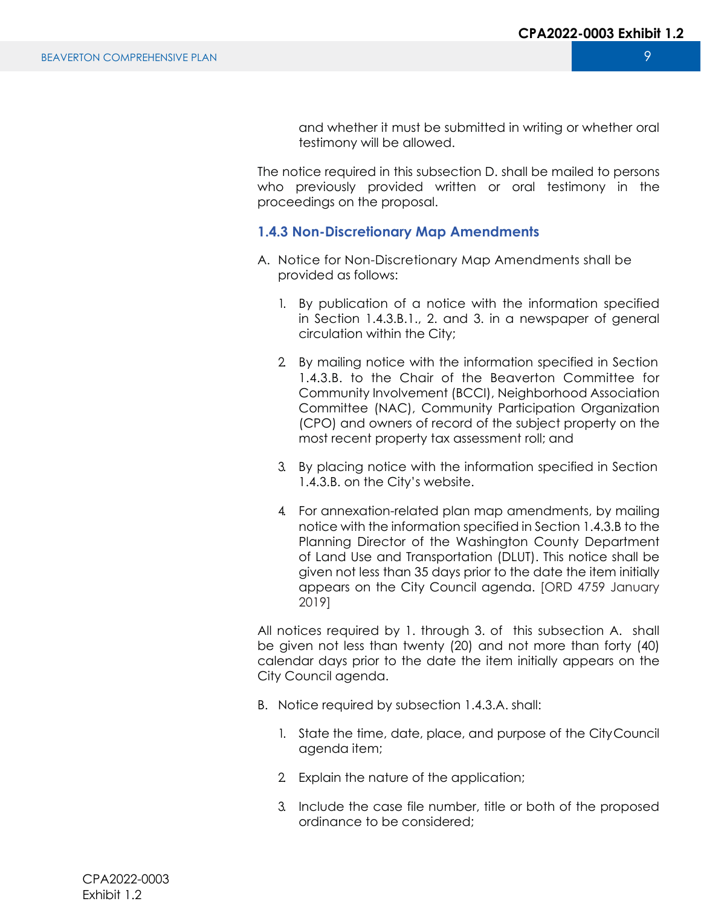and whether it must be submitted in writing or whether oral testimony will be allowed.

The notice required in this subsection D. shall be mailed to persons who previously provided written or oral testimony in the proceedings on the proposal.

### 1.4.3 Non-Discretionary Map Amendments

A. Notice for Non-Discretionary Map Amendments shall be provided as follows:

1. By publication of a notice with the information specified in Section 1.4.3.B.1., 2. and 3. in a newspaper of general circulation within the City;

2. By mailing notice with the information specified in Section 1.4.3.B. to the Chair of the Beaverton Committee for Community Involvement (BCCI), Neighborhood Association Committee (NAC), Community Participation Organization (CPO) and owners of record of the subject property on the most recent property tax assessment roll; and

3. By placing notice with the information specified in Section 1.4.3.B. on the City's website.

4. For annexation-related plan map amendments, by mailing notice with the information specified in Section 1.4.3.B to the Planning Director of the Washington County Department of Land Use and Transportation (DLUT). This notice shall be given not less than 35 days prior to the date the item initially appears on the City Council agenda. [ORD 4759 January 2019]

All notices required by 1. through 3. of this subsection A. shall be given not less than twenty (20) and not more than forty (40) calendar days prior to the date the item initially appears on the City Council agenda.

B. Notice required by subsection 1.4.3.A. shall:

1. State the time, date, place, and purpose of the City Council agenda item;

2. Explain the nature of the application;

3. Include the case file number, title or both of the proposed ordinance to be considered;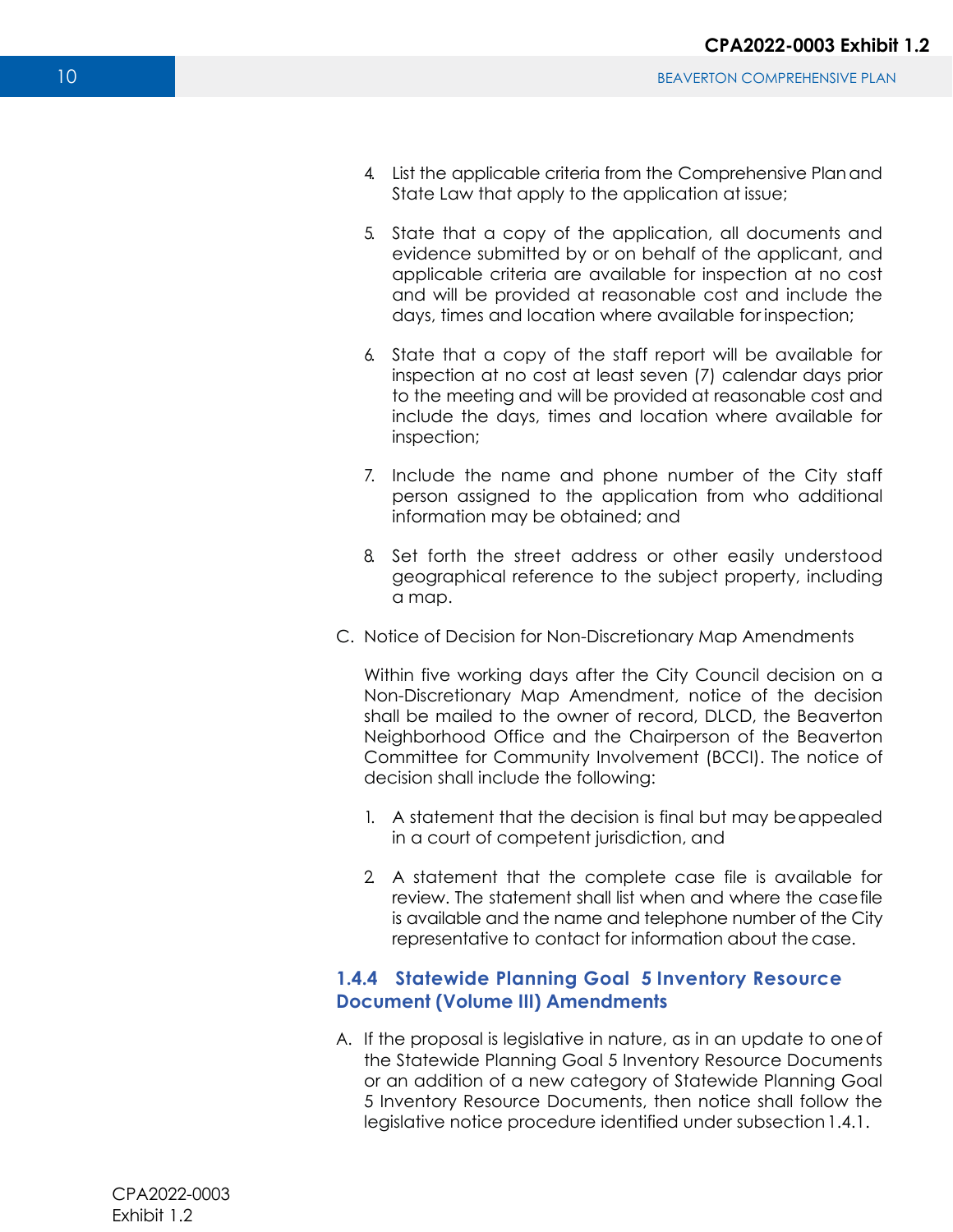4. List the applicable criteria from the Comprehensive Plan and State Law that apply to the application at issue;

5. State that a copy of the application, all documents and evidence submitted by or on behalf of the applicant, and applicable criteria are available for inspection at no cost and will be provided at reasonable cost and include the days, times and location where available for inspection;

6. State that a copy of the staff report will be available for inspection at no cost at least seven (7) calendar days prior to the meeting and will be provided at reasonable cost and include the days, times and location where available for inspection;

7. Include the name and phone number of the City staff person assigned to the application from who additional information may be obtained; and

8. Set forth the street address or other easily understood geographical reference to the subject property, including a map.

C. Notice of Decision for Non-Discretionary Map Amendments

   Within five working days after the City Council decision on a Non-Discretionary Map Amendment, notice of the decision shall be mailed to the owner of record, DLCD, the Beaverton Neighborhood Office and the Chairperson of the Beaverton Committee for Community Involvement (BCCI). The notice of decision shall include the following:

   1. A statement that the decision is final but may be appealed in a court of competent jurisdiction, and

   2. A statement that the complete case file is available for review. The statement shall list when and where the case file is available and the name and telephone number of the City representative to contact for information about the case.

### 1.4.4 Statewide Planning Goal 5 Inventory Resource Document (Volume III) Amendments

A. If the proposal is legislative in nature, as in an update to one of the Statewide Planning Goal 5 Inventory Resource Documents or an addition of a new category of Statewide Planning Goal 5 Inventory Resource Documents, then notice shall follow the legislative notice procedure identified under subsection 1.4.1.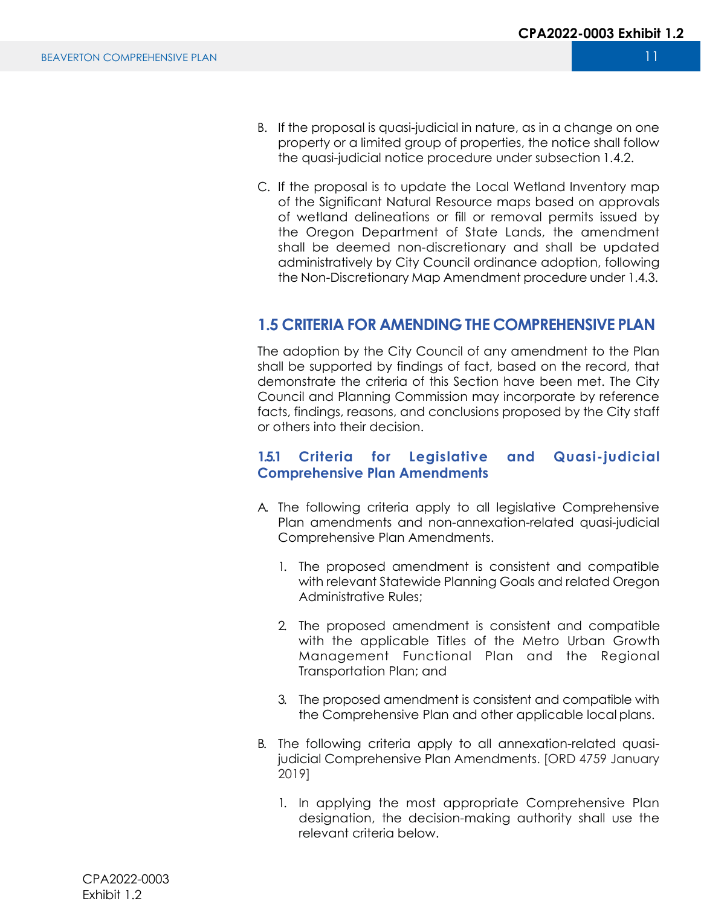B. If the proposal is quasi-judicial in nature, as in a change on one property or a limited group of properties, the notice shall follow the quasi-judicial notice procedure under subsection 1.4.2.

C. If the proposal is to update the Local Wetland Inventory map of the Significant Natural Resource maps based on approvals of wetland delineations or fill or removal permits issued by the Oregon Department of State Lands, the amendment shall be deemed non-discretionary and shall be updated administratively by City Council ordinance adoption, following the Non-Discretionary Map Amendment procedure under 1.4.3.

## 1.5 CRITERIA FOR AMENDING THE COMPREHENSIVE PLAN

The adoption by the City Council of any amendment to the Plan shall be supported by findings of fact, based on the record, that demonstrate the criteria of this Section have been met. The City Council and Planning Commission may incorporate by reference facts, findings, reasons, and conclusions proposed by the City staff or others into their decision.

### 1.5.1 Criteria for Legislative and Quasi-judicial Comprehensive Plan Amendments

A. The following criteria apply to all legislative Comprehensive Plan amendments and non-annexation-related quasi-judicial Comprehensive Plan Amendments.

1. The proposed amendment is consistent and compatible with relevant Statewide Planning Goals and related Oregon Administrative Rules;

2. The proposed amendment is consistent and compatible with the applicable Titles of the Metro Urban Growth Management Functional Plan and the Regional Transportation Plan; and

3. The proposed amendment is consistent and compatible with the Comprehensive Plan and other applicable local plans.

B. The following criteria apply to all annexation-related quasi-judicial Comprehensive Plan Amendments. [ORD 4759 January 2019]

1. In applying the most appropriate Comprehensive Plan designation, the decision-making authority shall use the relevant criteria below.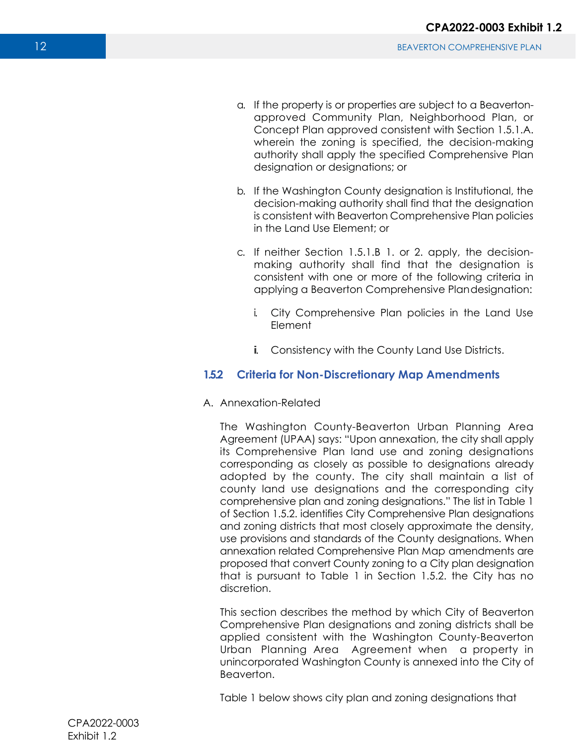a. If the property is or properties are subject to a Beaverton-approved Community Plan, Neighborhood Plan, or Concept Plan approved consistent with Section 1.5.1.A. wherein the zoning is specified, the decision-making authority shall apply the specified Comprehensive Plan designation or designations; or

b. If the Washington County designation is Institutional, the decision-making authority shall find that the designation is consistent with Beaverton Comprehensive Plan policies in the Land Use Element; or

c. If neither Section 1.5.1.B 1. or 2. apply, the decision-making authority shall find that the designation is consistent with one or more of the following criteria in applying a Beaverton Comprehensive Plan designation:

   i. City Comprehensive Plan policies in the Land Use Element

   ii. Consistency with the County Land Use Districts.

### 1.5.2 Criteria for Non-Discretionary Map Amendments

A. Annexation-Related

The Washington County-Beaverton Urban Planning Area Agreement (UPAA) says: "Upon annexation, the city shall apply its Comprehensive Plan land use and zoning designations corresponding as closely as possible to designations already adopted by the county. The city shall maintain a list of county land use designations and the corresponding city comprehensive plan and zoning designations." The list in Table 1 of Section 1.5.2. identifies City Comprehensive Plan designations and zoning districts that most closely approximate the density, use provisions and standards of the County designations. When annexation related Comprehensive Plan Map amendments are proposed that convert County zoning to a City plan designation that is pursuant to Table 1 in Section 1.5.2. the City has no discretion.

This section describes the method by which City of Beaverton Comprehensive Plan designations and zoning districts shall be applied consistent with the Washington County-Beaverton Urban Planning Area Agreement when a property in unincorporated Washington County is annexed into the City of Beaverton.

Table 1 below shows city plan and zoning designations that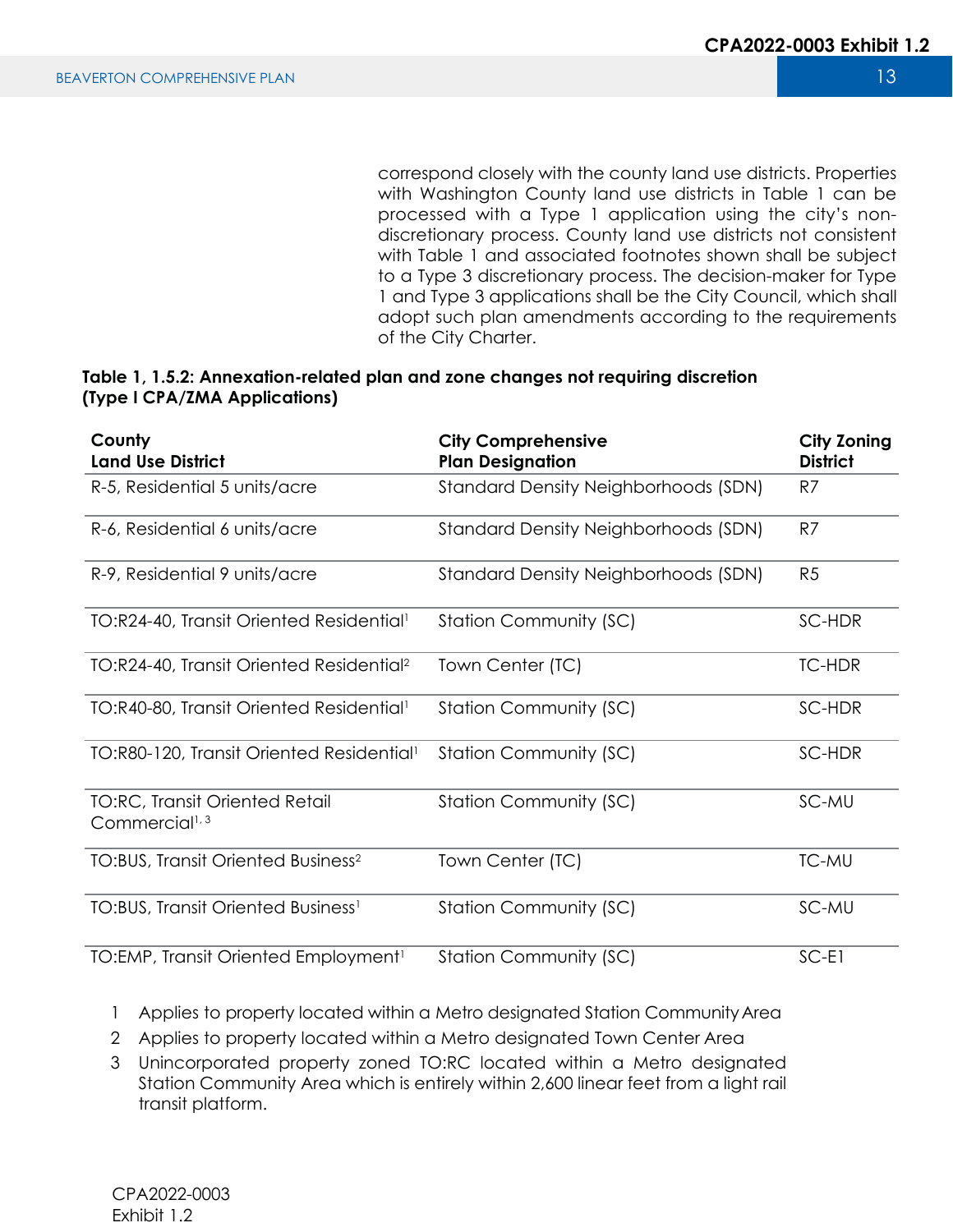correspond closely with the county land use districts. Properties with Washington County land use districts in Table 1 can be processed with a Type 1 application using the city's non-discretionary process. County land use districts not consistent with Table 1 and associated footnotes shown shall be subject to a Type 3 discretionary process. The decision-maker for Type 1 and Type 3 applications shall be the City Council, which shall adopt such plan amendments according to the requirements of the City Charter.

**Table 1, 1.5.2: Annexation-related plan and zone changes not requiring discretion (Type I CPA/ZMA Applications)**

| County Land Use District | City Comprehensive Plan Designation | City Zoning District |
|---|---|---|
| R-5, Residential 5 units/acre | Standard Density Neighborhoods (SDN) | R7 |
| R-6, Residential 6 units/acre | Standard Density Neighborhoods (SDN) | R7 |
| R-9, Residential 9 units/acre | Standard Density Neighborhoods (SDN) | R5 |
| TO:R24-40, Transit Oriented Residential[1] | Station Community (SC) | SC-HDR |
| TO:R24-40, Transit Oriented Residential[2] | Town Center (TC) | TC-HDR |
| TO:R40-80, Transit Oriented Residential[1] | Station Community (SC) | SC-HDR |
| TO:R80-120, Transit Oriented Residential[1] | Station Community (SC) | SC-HDR |
| TO:RC, Transit Oriented Retail Commercial[1, 3] | Station Community (SC) | SC-MU |
| TO:BUS, Transit Oriented Business[2] | Town Center (TC) | TC-MU |
| TO:BUS, Transit Oriented Business[1] | Station Community (SC) | SC-MU |
| TO:EMP, Transit Oriented Employment[1] | Station Community (SC) | SC-E1 |

1 Applies to property located within a Metro designated Station Community Area

2 Applies to property located within a Metro designated Town Center Area

3 Unincorporated property zoned TO:RC located within a Metro designated Station Community Area which is entirely within 2,600 linear feet from a light rail transit platform.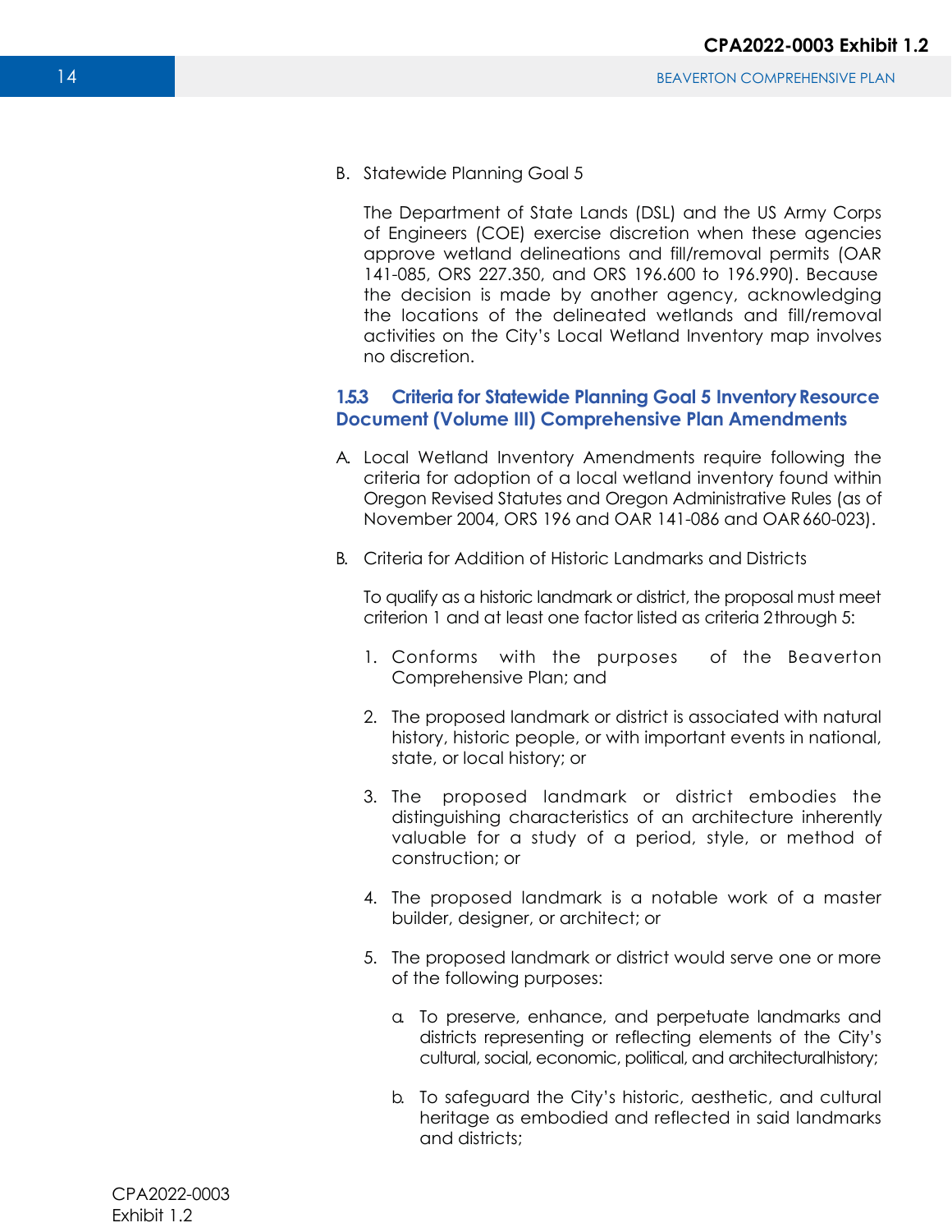B. Statewide Planning Goal 5

The Department of State Lands (DSL) and the US Army Corps of Engineers (COE) exercise discretion when these agencies approve wetland delineations and fill/removal permits (OAR 141-085, ORS 227.350, and ORS 196.600 to 196.990). Because the decision is made by another agency, acknowledging the locations of the delineated wetlands and fill/removal activities on the City's Local Wetland Inventory map involves no discretion.

### 1.5.3 Criteria for Statewide Planning Goal 5 Inventory Resource Document (Volume III) Comprehensive Plan Amendments

A. Local Wetland Inventory Amendments require following the criteria for adoption of a local wetland inventory found within Oregon Revised Statutes and Oregon Administrative Rules (as of November 2004, ORS 196 and OAR 141-086 and OAR 660-023).

B. Criteria for Addition of Historic Landmarks and Districts

To qualify as a historic landmark or district, the proposal must meet criterion 1 and at least one factor listed as criteria 2 through 5:

1. Conforms with the purposes of the Beaverton Comprehensive Plan; and

2. The proposed landmark or district is associated with natural history, historic people, or with important events in national, state, or local history; or

3. The proposed landmark or district embodies the distinguishing characteristics of an architecture inherently valuable for a study of a period, style, or method of construction; or

4. The proposed landmark is a notable work of a master builder, designer, or architect; or

5. The proposed landmark or district would serve one or more of the following purposes:

   a. To preserve, enhance, and perpetuate landmarks and districts representing or reflecting elements of the City's cultural, social, economic, political, and architectural history;

   b. To safeguard the City's historic, aesthetic, and cultural heritage as embodied and reflected in said landmarks and districts;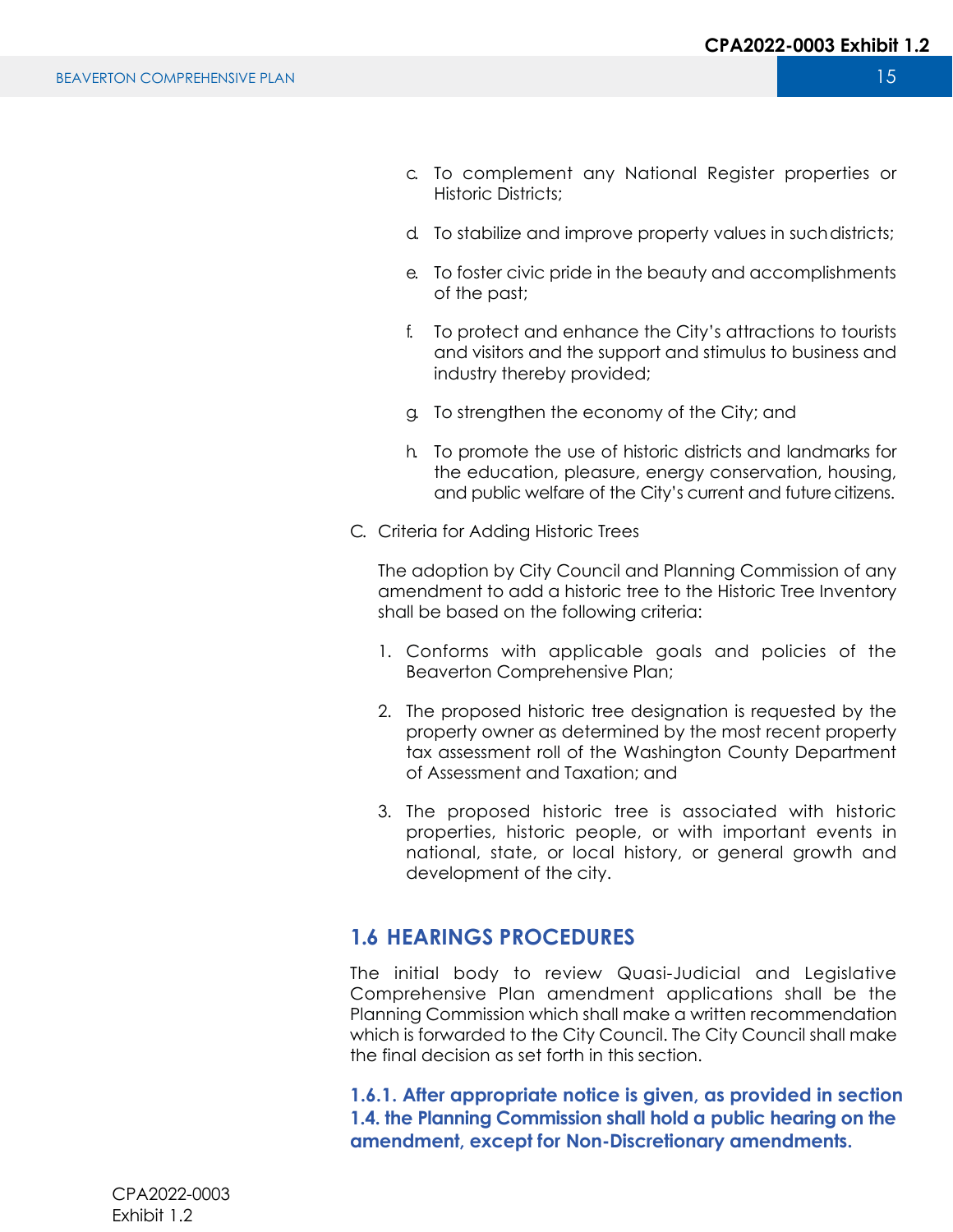c. To complement any National Register properties or Historic Districts;

d. To stabilize and improve property values in such districts;

e. To foster civic pride in the beauty and accomplishments of the past;

f. To protect and enhance the City's attractions to tourists and visitors and the support and stimulus to business and industry thereby provided;

g. To strengthen the economy of the City; and

h. To promote the use of historic districts and landmarks for the education, pleasure, energy conservation, housing, and public welfare of the City's current and future citizens.

C. Criteria for Adding Historic Trees

The adoption by City Council and Planning Commission of any amendment to add a historic tree to the Historic Tree Inventory shall be based on the following criteria:

1. Conforms with applicable goals and policies of the Beaverton Comprehensive Plan;
2. The proposed historic tree designation is requested by the property owner as determined by the most recent property tax assessment roll of the Washington County Department of Assessment and Taxation; and
3. The proposed historic tree is associated with historic properties, historic people, or with important events in national, state, or local history, or general growth and development of the city.

## 1.6 HEARINGS PROCEDURES

The initial body to review Quasi-Judicial and Legislative Comprehensive Plan amendment applications shall be the Planning Commission which shall make a written recommendation which is forwarded to the City Council. The City Council shall make the final decision as set forth in this section.

**1.6.1. After appropriate notice is given, as provided in section 1.4. the Planning Commission shall hold a public hearing on the amendment, except for Non-Discretionary amendments.**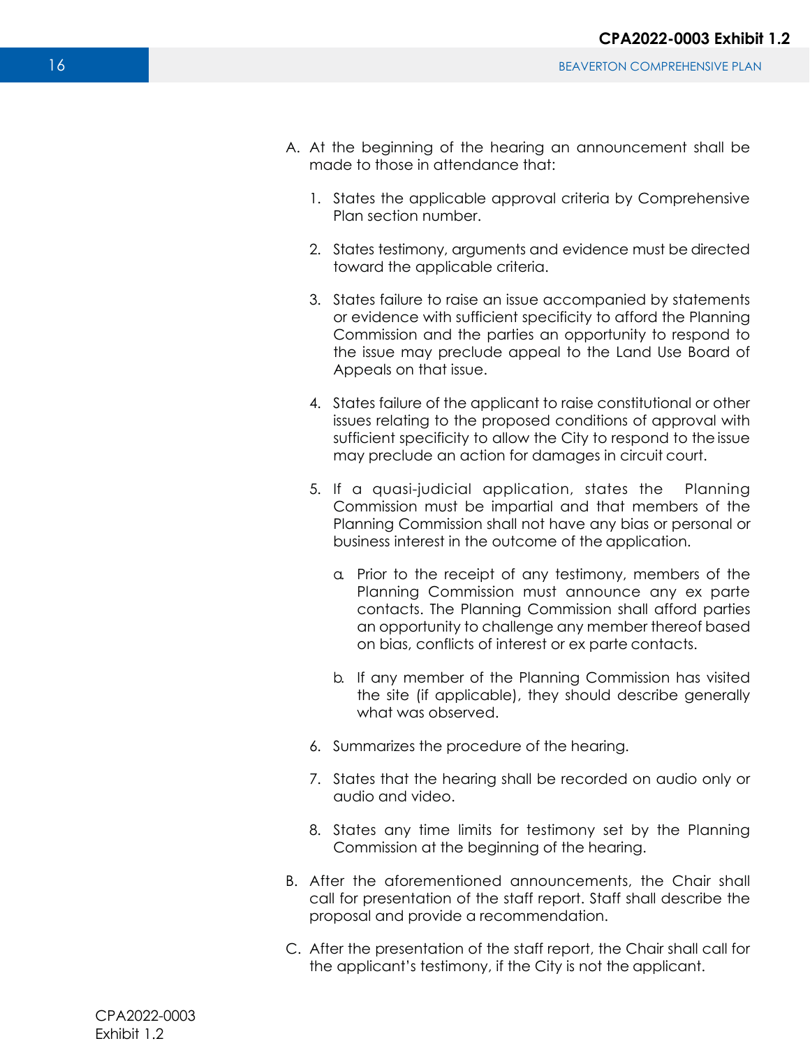A. At the beginning of the hearing an announcement shall be made to those in attendance that:

   1. States the applicable approval criteria by Comprehensive Plan section number.

   2. States testimony, arguments and evidence must be directed toward the applicable criteria.

   3. States failure to raise an issue accompanied by statements or evidence with sufficient specificity to afford the Planning Commission and the parties an opportunity to respond to the issue may preclude appeal to the Land Use Board of Appeals on that issue.

   4. States failure of the applicant to raise constitutional or other issues relating to the proposed conditions of approval with sufficient specificity to allow the City to respond to the issue may preclude an action for damages in circuit court.

   5. If a quasi-judicial application, states the Planning Commission must be impartial and that members of the Planning Commission shall not have any bias or personal or business interest in the outcome of the application.

      a. Prior to the receipt of any testimony, members of the Planning Commission must announce any ex parte contacts. The Planning Commission shall afford parties an opportunity to challenge any member thereof based on bias, conflicts of interest or ex parte contacts.

      b. If any member of the Planning Commission has visited the site (if applicable), they should describe generally what was observed.

   6. Summarizes the procedure of the hearing.

   7. States that the hearing shall be recorded on audio only or audio and video.

   8. States any time limits for testimony set by the Planning Commission at the beginning of the hearing.

B. After the aforementioned announcements, the Chair shall call for presentation of the staff report. Staff shall describe the proposal and provide a recommendation.

C. After the presentation of the staff report, the Chair shall call for the applicant's testimony, if the City is not the applicant.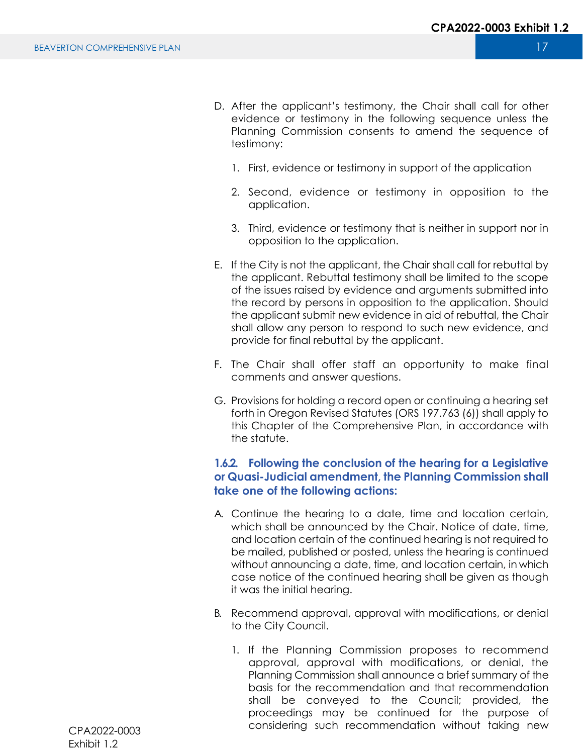D. After the applicant's testimony, the Chair shall call for other evidence or testimony in the following sequence unless the Planning Commission consents to amend the sequence of testimony:

   1. First, evidence or testimony in support of the application

   2. Second, evidence or testimony in opposition to the application.

   3. Third, evidence or testimony that is neither in support nor in opposition to the application.

E. If the City is not the applicant, the Chair shall call for rebuttal by the applicant. Rebuttal testimony shall be limited to the scope of the issues raised by evidence and arguments submitted into the record by persons in opposition to the application. Should the applicant submit new evidence in aid of rebuttal, the Chair shall allow any person to respond to such new evidence, and provide for final rebuttal by the applicant.

F. The Chair shall offer staff an opportunity to make final comments and answer questions.

G. Provisions for holding a record open or continuing a hearing set forth in Oregon Revised Statutes (ORS 197.763 (6)) shall apply to this Chapter of the Comprehensive Plan, in accordance with the statute.

### 1.6.2. Following the conclusion of the hearing for a Legislative or Quasi-Judicial amendment, the Planning Commission shall take one of the following actions:

A. Continue the hearing to a date, time and location certain, which shall be announced by the Chair. Notice of date, time, and location certain of the continued hearing is not required to be mailed, published or posted, unless the hearing is continued without announcing a date, time, and location certain, in which case notice of the continued hearing shall be given as though it was the initial hearing.

B. Recommend approval, approval with modifications, or denial to the City Council.

   1. If the Planning Commission proposes to recommend approval, approval with modifications, or denial, the Planning Commission shall announce a brief summary of the basis for the recommendation and that recommendation shall be conveyed to the Council; provided, the proceedings may be continued for the purpose of considering such recommendation without taking new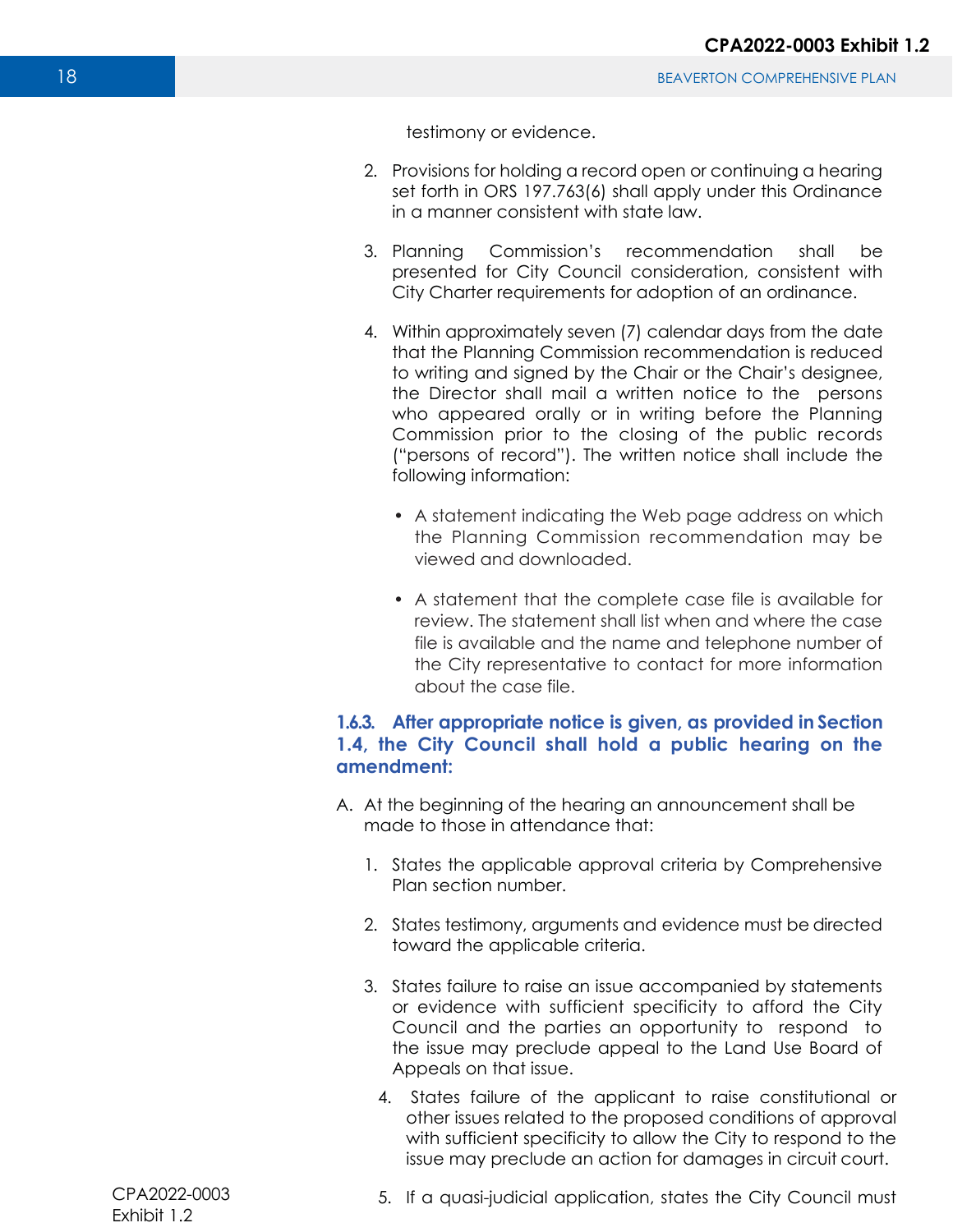testimony or evidence.

2. Provisions for holding a record open or continuing a hearing set forth in ORS 197.763(6) shall apply under this Ordinance in a manner consistent with state law.

3. Planning Commission's recommendation shall be presented for City Council consideration, consistent with City Charter requirements for adoption of an ordinance.

4. Within approximately seven (7) calendar days from the date that the Planning Commission recommendation is reduced to writing and signed by the Chair or the Chair's designee, the Director shall mail a written notice to the persons who appeared orally or in writing before the Planning Commission prior to the closing of the public records ("persons of record"). The written notice shall include the following information:

   - A statement indicating the Web page address on which the Planning Commission recommendation may be viewed and downloaded.

   - A statement that the complete case file is available for review. The statement shall list when and where the case file is available and the name and telephone number of the City representative to contact for more information about the case file.

### 1.6.3. After appropriate notice is given, as provided in Section 1.4, the City Council shall hold a public hearing on the amendment:

A. At the beginning of the hearing an announcement shall be made to those in attendance that:

1. States the applicable approval criteria by Comprehensive Plan section number.

2. States testimony, arguments and evidence must be directed toward the applicable criteria.

3. States failure to raise an issue accompanied by statements or evidence with sufficient specificity to afford the City Council and the parties an opportunity to respond to the issue may preclude appeal to the Land Use Board of Appeals on that issue.

4. States failure of the applicant to raise constitutional or other issues related to the proposed conditions of approval with sufficient specificity to allow the City to respond to the issue may preclude an action for damages in circuit court.

5. If a quasi-judicial application, states the City Council must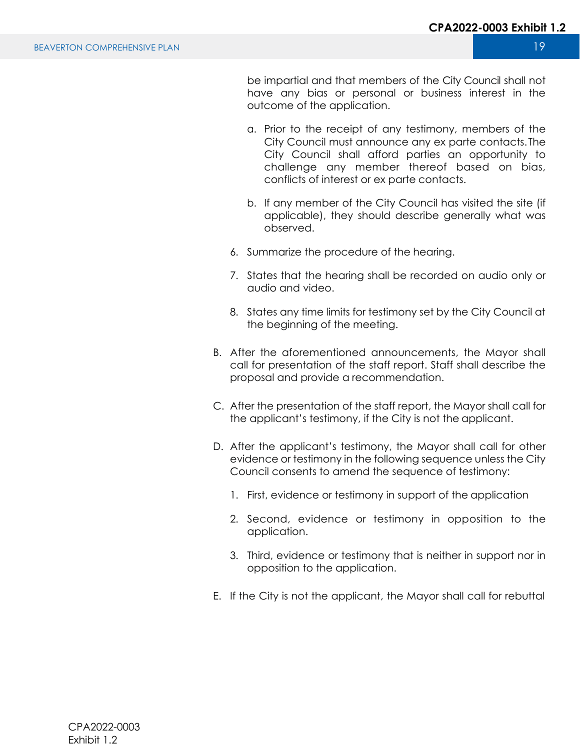be impartial and that members of the City Council shall not have any bias or personal or business interest in the outcome of the application.

   a. Prior to the receipt of any testimony, members of the City Council must announce any ex parte contacts. The City Council shall afford parties an opportunity to challenge any member thereof based on bias, conflicts of interest or ex parte contacts.

   b. If any member of the City Council has visited the site (if applicable), they should describe generally what was observed.

6. Summarize the procedure of the hearing.

7. States that the hearing shall be recorded on audio only or audio and video.

8. States any time limits for testimony set by the City Council at the beginning of the meeting.

B. After the aforementioned announcements, the Mayor shall call for presentation of the staff report. Staff shall describe the proposal and provide a recommendation.

C. After the presentation of the staff report, the Mayor shall call for the applicant's testimony, if the City is not the applicant.

D. After the applicant's testimony, the Mayor shall call for other evidence or testimony in the following sequence unless the City Council consents to amend the sequence of testimony:

   1. First, evidence or testimony in support of the application

   2. Second, evidence or testimony in opposition to the application.

   3. Third, evidence or testimony that is neither in support nor in opposition to the application.

E. If the City is not the applicant, the Mayor shall call for rebuttal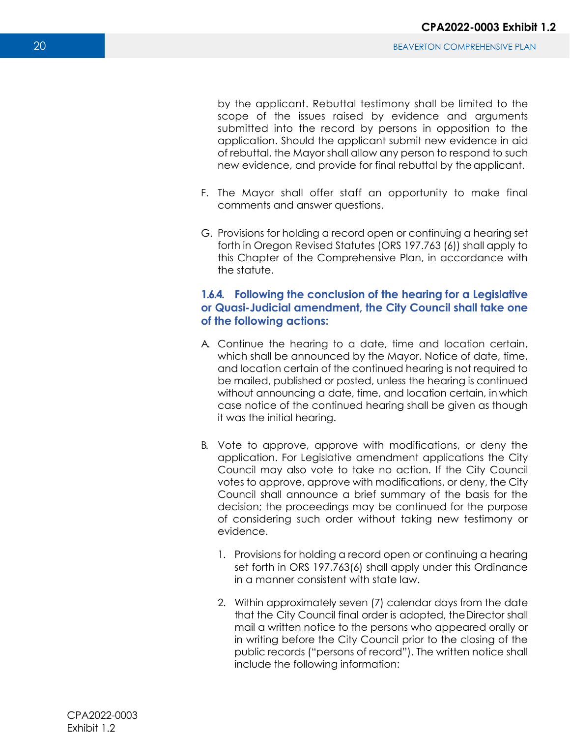by the applicant. Rebuttal testimony shall be limited to the scope of the issues raised by evidence and arguments submitted into the record by persons in opposition to the application. Should the applicant submit new evidence in aid of rebuttal, the Mayor shall allow any person to respond to such new evidence, and provide for final rebuttal by the applicant.

F. The Mayor shall offer staff an opportunity to make final comments and answer questions.

G. Provisions for holding a record open or continuing a hearing set forth in Oregon Revised Statutes (ORS 197.763 (6)) shall apply to this Chapter of the Comprehensive Plan, in accordance with the statute.

### 1.6.4. Following the conclusion of the hearing for a Legislative or Quasi-Judicial amendment, the City Council shall take one of the following actions:

A. Continue the hearing to a date, time and location certain, which shall be announced by the Mayor. Notice of date, time, and location certain of the continued hearing is not required to be mailed, published or posted, unless the hearing is continued without announcing a date, time, and location certain, in which case notice of the continued hearing shall be given as though it was the initial hearing.

B. Vote to approve, approve with modifications, or deny the application. For Legislative amendment applications the City Council may also vote to take no action. If the City Council votes to approve, approve with modifications, or deny, the City Council shall announce a brief summary of the basis for the decision; the proceedings may be continued for the purpose of considering such order without taking new testimony or evidence.

   1. Provisions for holding a record open or continuing a hearing set forth in ORS 197.763(6) shall apply under this Ordinance in a manner consistent with state law.

   2. Within approximately seven (7) calendar days from the date that the City Council final order is adopted, the Director shall mail a written notice to the persons who appeared orally or in writing before the City Council prior to the closing of the public records ("persons of record"). The written notice shall include the following information: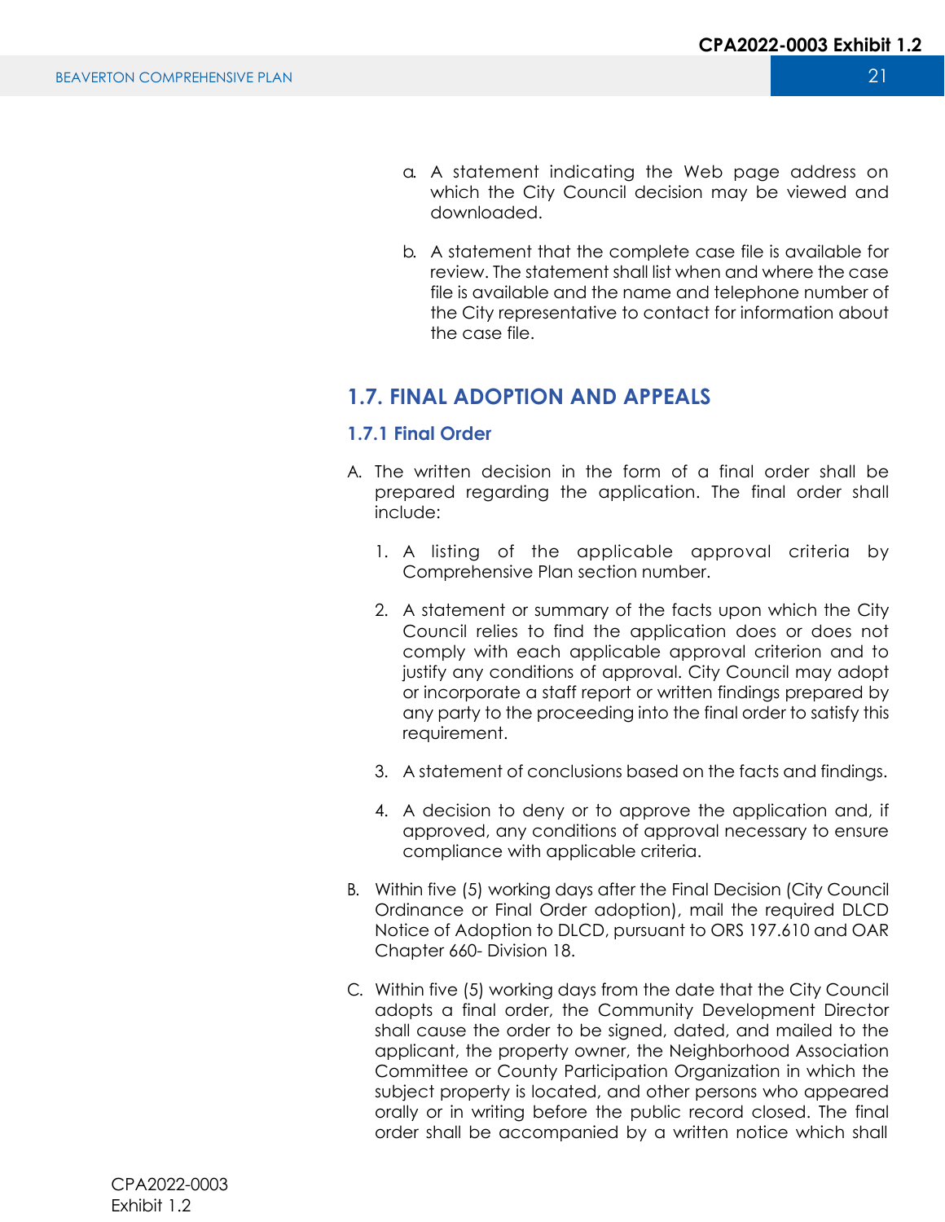a. A statement indicating the Web page address on which the City Council decision may be viewed and downloaded.

b. A statement that the complete case file is available for review. The statement shall list when and where the case file is available and the name and telephone number of the City representative to contact for information about the case file.

## 1.7. FINAL ADOPTION AND APPEALS

### 1.7.1 Final Order

A. The written decision in the form of a final order shall be prepared regarding the application. The final order shall include:

   1. A listing of the applicable approval criteria by Comprehensive Plan section number.

   2. A statement or summary of the facts upon which the City Council relies to find the application does or does not comply with each applicable approval criterion and to justify any conditions of approval. City Council may adopt or incorporate a staff report or written findings prepared by any party to the proceeding into the final order to satisfy this requirement.

   3. A statement of conclusions based on the facts and findings.

   4. A decision to deny or to approve the application and, if approved, any conditions of approval necessary to ensure compliance with applicable criteria.

B. Within five (5) working days after the Final Decision (City Council Ordinance or Final Order adoption), mail the required DLCD Notice of Adoption to DLCD, pursuant to ORS 197.610 and OAR Chapter 660- Division 18.

C. Within five (5) working days from the date that the City Council adopts a final order, the Community Development Director shall cause the order to be signed, dated, and mailed to the applicant, the property owner, the Neighborhood Association Committee or County Participation Organization in which the subject property is located, and other persons who appeared orally or in writing before the public record closed. The final order shall be accompanied by a written notice which shall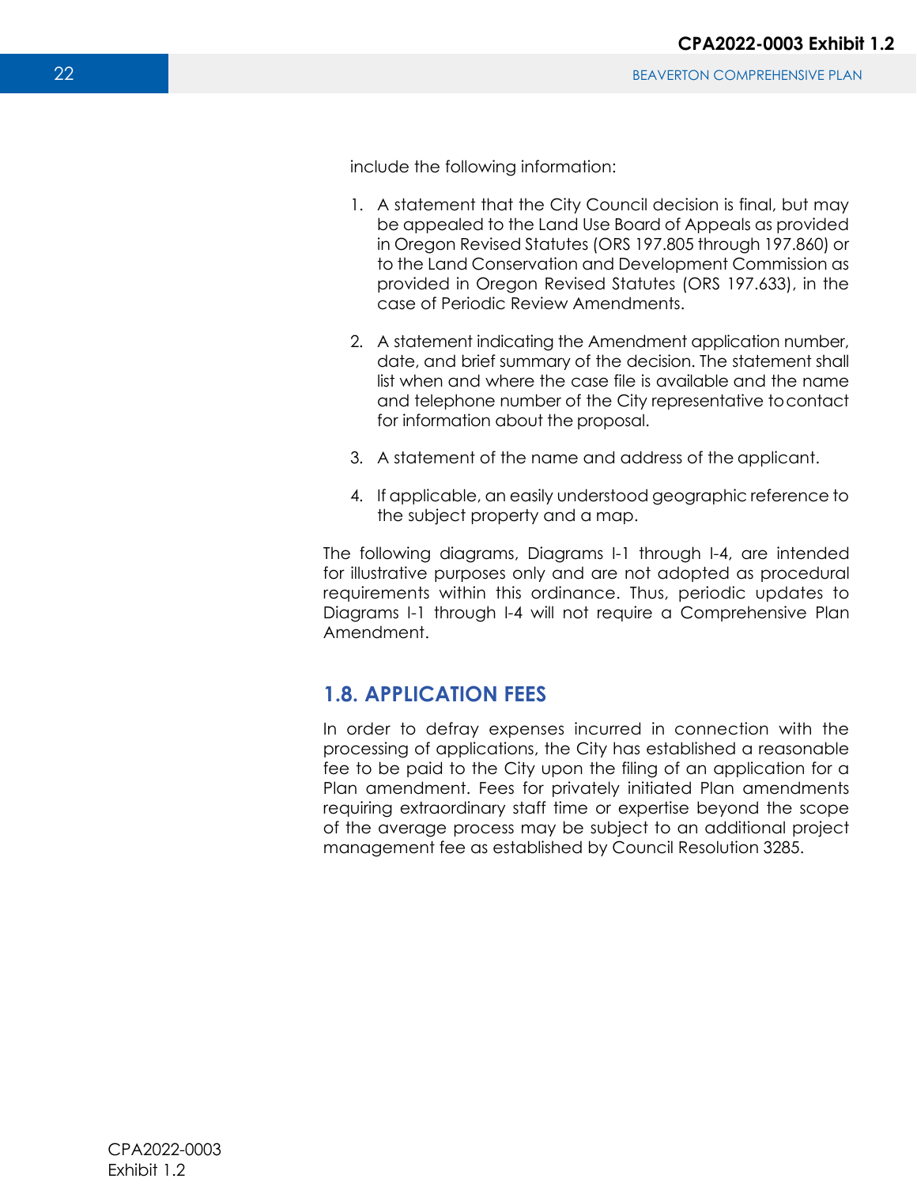include the following information:

1. A statement that the City Council decision is final, but may be appealed to the Land Use Board of Appeals as provided in Oregon Revised Statutes (ORS 197.805 through 197.860) or to the Land Conservation and Development Commission as provided in Oregon Revised Statutes (ORS 197.633), in the case of Periodic Review Amendments.

2. A statement indicating the Amendment application number, date, and brief summary of the decision. The statement shall list when and where the case file is available and the name and telephone number of the City representative to contact for information about the proposal.

3. A statement of the name and address of the applicant.

4. If applicable, an easily understood geographic reference to the subject property and a map.

The following diagrams, Diagrams I-1 through I-4, are intended for illustrative purposes only and are not adopted as procedural requirements within this ordinance. Thus, periodic updates to Diagrams I-1 through I-4 will not require a Comprehensive Plan Amendment.

## 1.8. APPLICATION FEES

In order to defray expenses incurred in connection with the processing of applications, the City has established a reasonable fee to be paid to the City upon the filing of an application for a Plan amendment. Fees for privately initiated Plan amendments requiring extraordinary staff time or expertise beyond the scope of the average process may be subject to an additional project management fee as established by Council Resolution 3285.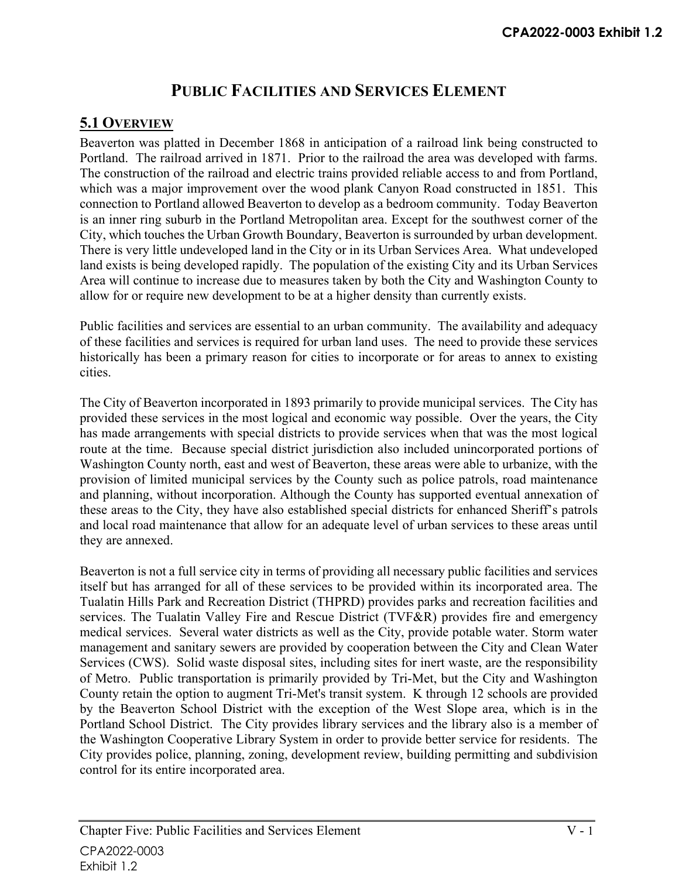# PUBLIC FACILITIES AND SERVICES ELEMENT

## 5.1 OVERVIEW

Beaverton was platted in December 1868 in anticipation of a railroad link being constructed to Portland. The railroad arrived in 1871. Prior to the railroad the area was developed with farms. The construction of the railroad and electric trains provided reliable access to and from Portland, which was a major improvement over the wood plank Canyon Road constructed in 1851. This connection to Portland allowed Beaverton to develop as a bedroom community. Today Beaverton is an inner ring suburb in the Portland Metropolitan area. Except for the southwest corner of the City, which touches the Urban Growth Boundary, Beaverton is surrounded by urban development. There is very little undeveloped land in the City or in its Urban Services Area. What undeveloped land exists is being developed rapidly. The population of the existing City and its Urban Services Area will continue to increase due to measures taken by both the City and Washington County to allow for or require new development to be at a higher density than currently exists.

Public facilities and services are essential to an urban community. The availability and adequacy of these facilities and services is required for urban land uses. The need to provide these services historically has been a primary reason for cities to incorporate or for areas to annex to existing cities.

The City of Beaverton incorporated in 1893 primarily to provide municipal services. The City has provided these services in the most logical and economic way possible. Over the years, the City has made arrangements with special districts to provide services when that was the most logical route at the time. Because special district jurisdiction also included unincorporated portions of Washington County north, east and west of Beaverton, these areas were able to urbanize, with the provision of limited municipal services by the County such as police patrols, road maintenance and planning, without incorporation. Although the County has supported eventual annexation of these areas to the City, they have also established special districts for enhanced Sheriff's patrols and local road maintenance that allow for an adequate level of urban services to these areas until they are annexed.

Beaverton is not a full service city in terms of providing all necessary public facilities and services itself but has arranged for all of these services to be provided within its incorporated area. The Tualatin Hills Park and Recreation District (THPRD) provides parks and recreation facilities and services. The Tualatin Valley Fire and Rescue District (TVF&R) provides fire and emergency medical services. Several water districts as well as the City, provide potable water. Storm water management and sanitary sewers are provided by cooperation between the City and Clean Water Services (CWS). Solid waste disposal sites, including sites for inert waste, are the responsibility of Metro. Public transportation is primarily provided by Tri-Met, but the City and Washington County retain the option to augment Tri-Met's transit system. K through 12 schools are provided by the Beaverton School District with the exception of the West Slope area, which is in the Portland School District. The City provides library services and the library also is a member of the Washington Cooperative Library System in order to provide better service for residents. The City provides police, planning, zoning, development review, building permitting and subdivision control for its entire incorporated area.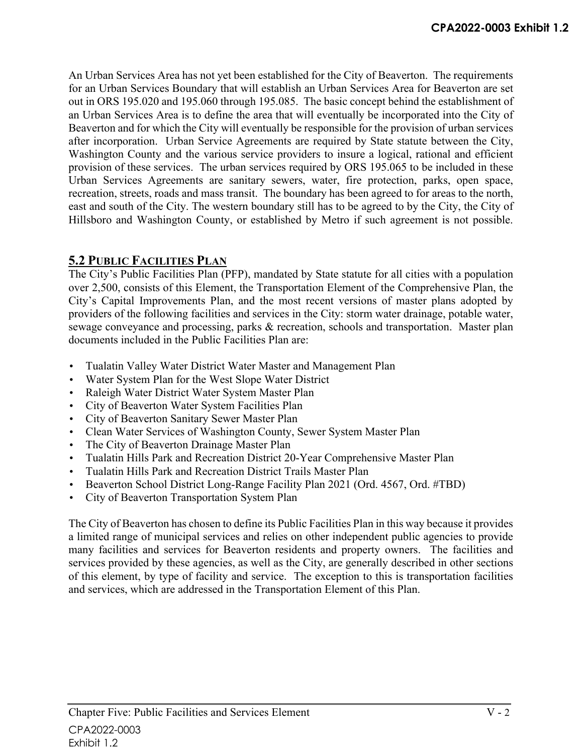An Urban Services Area has not yet been established for the City of Beaverton. The requirements for an Urban Services Boundary that will establish an Urban Services Area for Beaverton are set out in ORS 195.020 and 195.060 through 195.085. The basic concept behind the establishment of an Urban Services Area is to define the area that will eventually be incorporated into the City of Beaverton and for which the City will eventually be responsible for the provision of urban services after incorporation. Urban Service Agreements are required by State statute between the City, Washington County and the various service providers to insure a logical, rational and efficient provision of these services. The urban services required by ORS 195.065 to be included in these Urban Services Agreements are sanitary sewers, water, fire protection, parks, open space, recreation, streets, roads and mass transit. The boundary has been agreed to for areas to the north, east and south of the City. The western boundary still has to be agreed to by the City, the City of Hillsboro and Washington County, or established by Metro if such agreement is not possible.

## 5.2 PUBLIC FACILITIES PLAN

The City's Public Facilities Plan (PFP), mandated by State statute for all cities with a population over 2,500, consists of this Element, the Transportation Element of the Comprehensive Plan, the City's Capital Improvements Plan, and the most recent versions of master plans adopted by providers of the following facilities and services in the City: storm water drainage, potable water, sewage conveyance and processing, parks & recreation, schools and transportation. Master plan documents included in the Public Facilities Plan are:

- Tualatin Valley Water District Water Master and Management Plan
- Water System Plan for the West Slope Water District
- Raleigh Water District Water System Master Plan
- City of Beaverton Water System Facilities Plan
- City of Beaverton Sanitary Sewer Master Plan
- Clean Water Services of Washington County, Sewer System Master Plan
- The City of Beaverton Drainage Master Plan
- Tualatin Hills Park and Recreation District 20-Year Comprehensive Master Plan
- Tualatin Hills Park and Recreation District Trails Master Plan
- Beaverton School District Long-Range Facility Plan 2021 (Ord. 4567, Ord. #TBD)
- City of Beaverton Transportation System Plan

The City of Beaverton has chosen to define its Public Facilities Plan in this way because it provides a limited range of municipal services and relies on other independent public agencies to provide many facilities and services for Beaverton residents and property owners. The facilities and services provided by these agencies, as well as the City, are generally described in other sections of this element, by type of facility and service. The exception to this is transportation facilities and services, which are addressed in the Transportation Element of this Plan.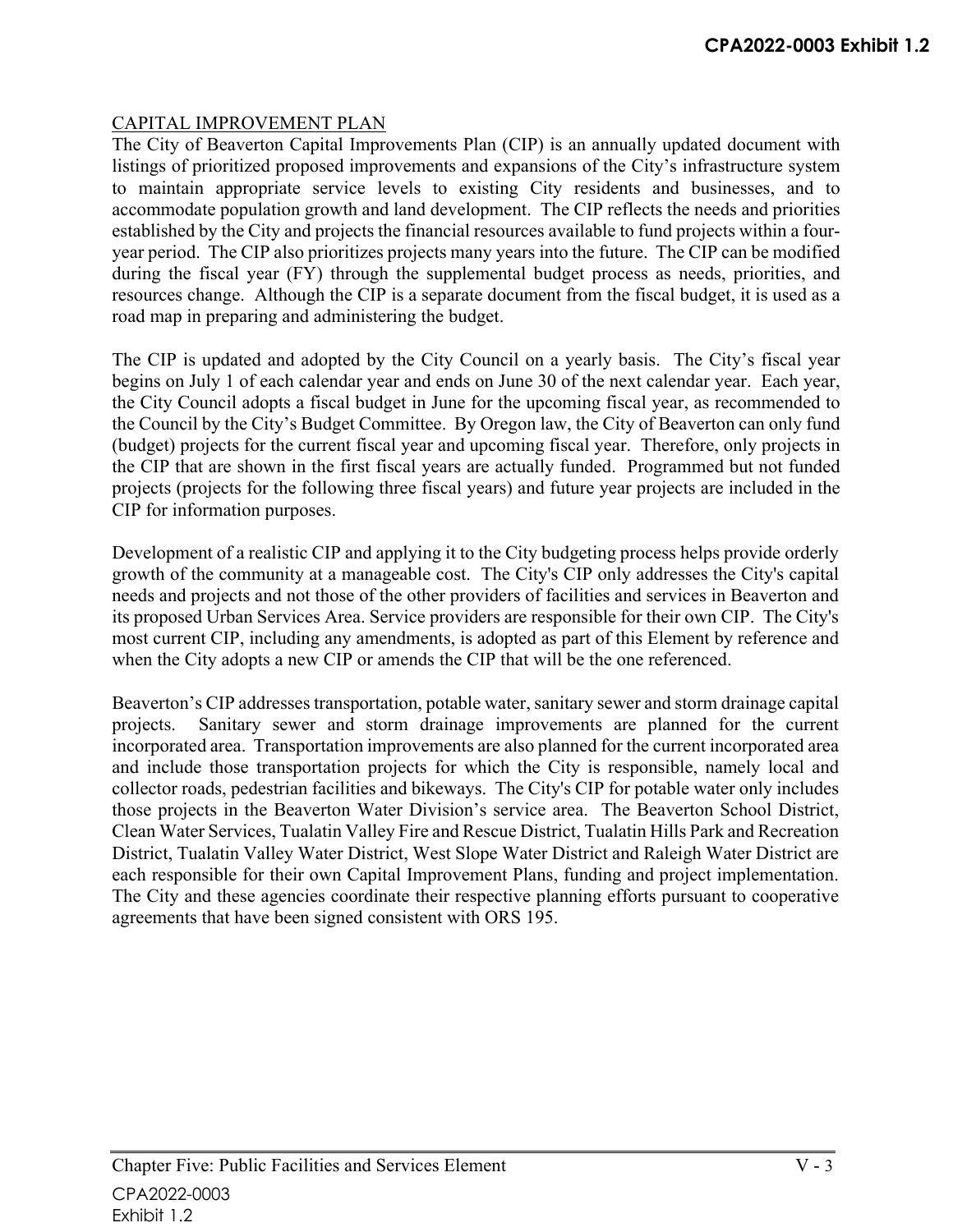## CAPITAL IMPROVEMENT PLAN

The City of Beaverton Capital Improvements Plan (CIP) is an annually updated document with listings of prioritized proposed improvements and expansions of the City's infrastructure system to maintain appropriate service levels to existing City residents and businesses, and to accommodate population growth and land development. The CIP reflects the needs and priorities established by the City and projects the financial resources available to fund projects within a four-year period. The CIP also prioritizes projects many years into the future. The CIP can be modified during the fiscal year (FY) through the supplemental budget process as needs, priorities, and resources change. Although the CIP is a separate document from the fiscal budget, it is used as a road map in preparing and administering the budget.

The CIP is updated and adopted by the City Council on a yearly basis. The City's fiscal year begins on July 1 of each calendar year and ends on June 30 of the next calendar year. Each year, the City Council adopts a fiscal budget in June for the upcoming fiscal year, as recommended to the Council by the City's Budget Committee. By Oregon law, the City of Beaverton can only fund (budget) projects for the current fiscal year and upcoming fiscal year. Therefore, only projects in the CIP that are shown in the first fiscal years are actually funded. Programmed but not funded projects (projects for the following three fiscal years) and future year projects are included in the CIP for information purposes.

Development of a realistic CIP and applying it to the City budgeting process helps provide orderly growth of the community at a manageable cost. The City's CIP only addresses the City's capital needs and projects and not those of the other providers of facilities and services in Beaverton and its proposed Urban Services Area. Service providers are responsible for their own CIP. The City's most current CIP, including any amendments, is adopted as part of this Element by reference and when the City adopts a new CIP or amends the CIP that will be the one referenced.

Beaverton's CIP addresses transportation, potable water, sanitary sewer and storm drainage capital projects. Sanitary sewer and storm drainage improvements are planned for the current incorporated area. Transportation improvements are also planned for the current incorporated area and include those transportation projects for which the City is responsible, namely local and collector roads, pedestrian facilities and bikeways. The City's CIP for potable water only includes those projects in the Beaverton Water Division's service area. The Beaverton School District, Clean Water Services, Tualatin Valley Fire and Rescue District, Tualatin Hills Park and Recreation District, Tualatin Valley Water District, West Slope Water District and Raleigh Water District are each responsible for their own Capital Improvement Plans, funding and project implementation. The City and these agencies coordinate their respective planning efforts pursuant to cooperative agreements that have been signed consistent with ORS 195.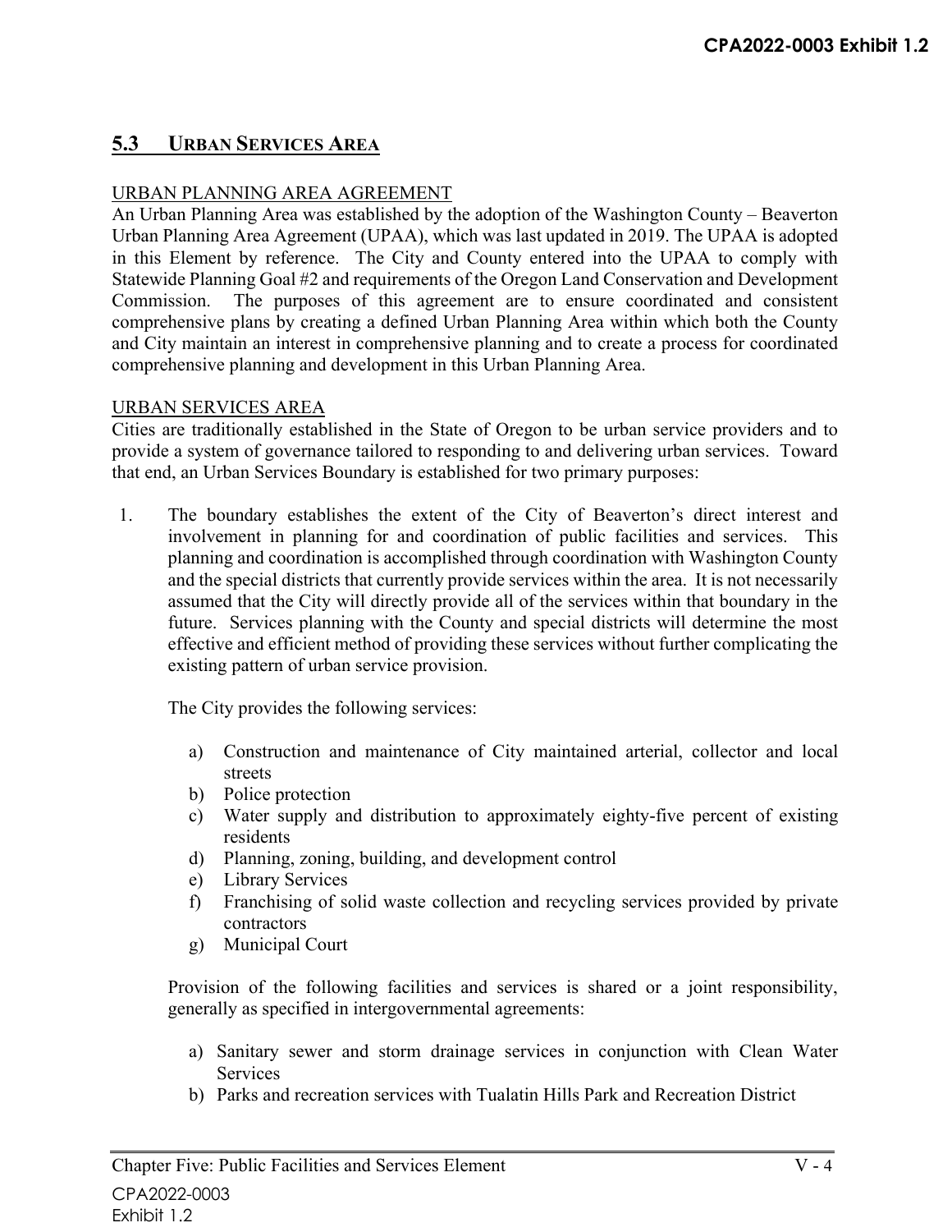## 5.3 URBAN SERVICES AREA

URBAN PLANNING AREA AGREEMENT

An Urban Planning Area was established by the adoption of the Washington County – Beaverton Urban Planning Area Agreement (UPAA), which was last updated in 2019. The UPAA is adopted in this Element by reference. The City and County entered into the UPAA to comply with Statewide Planning Goal #2 and requirements of the Oregon Land Conservation and Development Commission. The purposes of this agreement are to ensure coordinated and consistent comprehensive plans by creating a defined Urban Planning Area within which both the County and City maintain an interest in comprehensive planning and to create a process for coordinated comprehensive planning and development in this Urban Planning Area.

URBAN SERVICES AREA

Cities are traditionally established in the State of Oregon to be urban service providers and to provide a system of governance tailored to responding to and delivering urban services. Toward that end, an Urban Services Boundary is established for two primary purposes:

1. The boundary establishes the extent of the City of Beaverton's direct interest and involvement in planning for and coordination of public facilities and services. This planning and coordination is accomplished through coordination with Washington County and the special districts that currently provide services within the area. It is not necessarily assumed that the City will directly provide all of the services within that boundary in the future. Services planning with the County and special districts will determine the most effective and efficient method of providing these services without further complicating the existing pattern of urban service provision.

   The City provides the following services:

   a) Construction and maintenance of City maintained arterial, collector and local streets
   b) Police protection
   c) Water supply and distribution to approximately eighty-five percent of existing residents
   d) Planning, zoning, building, and development control
   e) Library Services
   f) Franchising of solid waste collection and recycling services provided by private contractors
   g) Municipal Court

   Provision of the following facilities and services is shared or a joint responsibility, generally as specified in intergovernmental agreements:

   a) Sanitary sewer and storm drainage services in conjunction with Clean Water Services
   b) Parks and recreation services with Tualatin Hills Park and Recreation District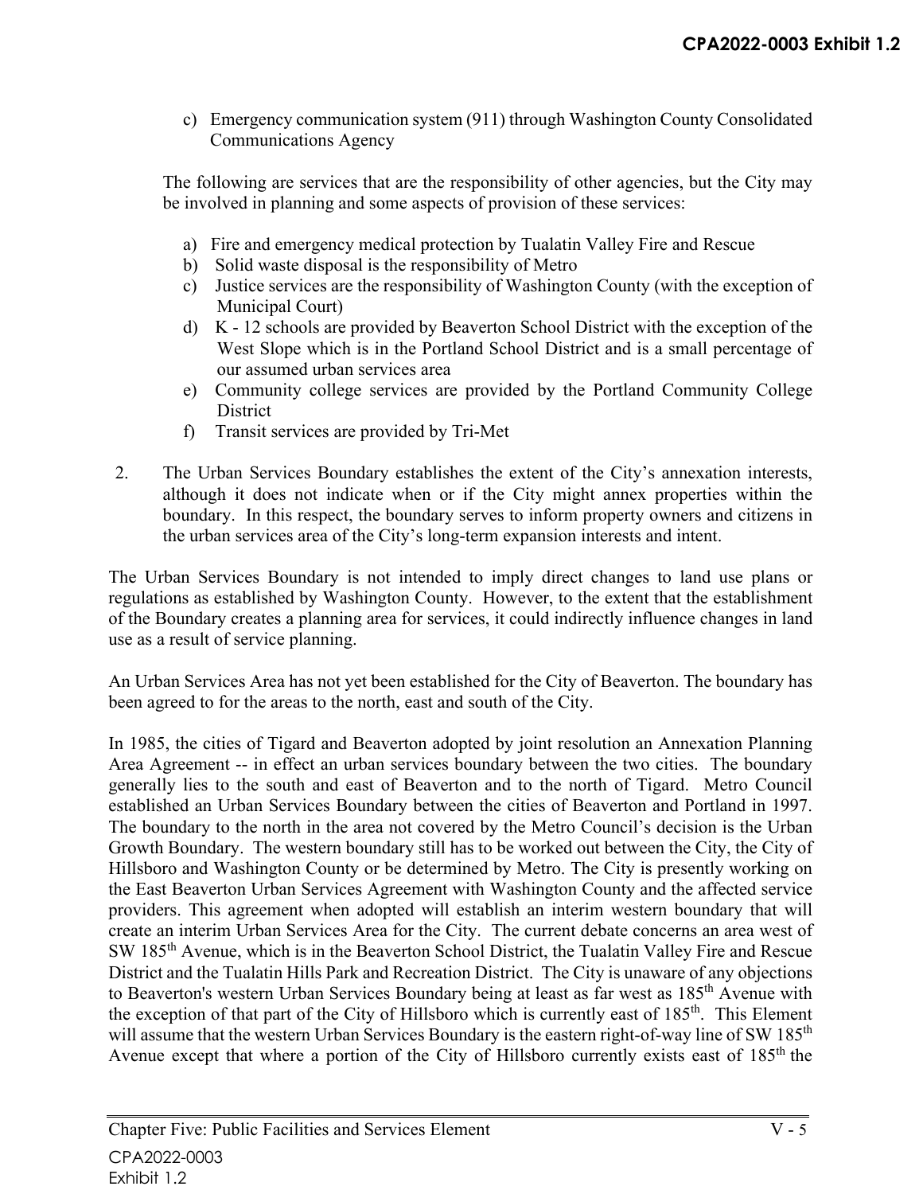c) Emergency communication system (911) through Washington County Consolidated Communications Agency

The following are services that are the responsibility of other agencies, but the City may be involved in planning and some aspects of provision of these services:

a) Fire and emergency medical protection by Tualatin Valley Fire and Rescue
b) Solid waste disposal is the responsibility of Metro
c) Justice services are the responsibility of Washington County (with the exception of Municipal Court)
d) K - 12 schools are provided by Beaverton School District with the exception of the West Slope which is in the Portland School District and is a small percentage of our assumed urban services area
e) Community college services are provided by the Portland Community College District
f) Transit services are provided by Tri-Met

2. The Urban Services Boundary establishes the extent of the City's annexation interests, although it does not indicate when or if the City might annex properties within the boundary. In this respect, the boundary serves to inform property owners and citizens in the urban services area of the City's long-term expansion interests and intent.

The Urban Services Boundary is not intended to imply direct changes to land use plans or regulations as established by Washington County. However, to the extent that the establishment of the Boundary creates a planning area for services, it could indirectly influence changes in land use as a result of service planning.

An Urban Services Area has not yet been established for the City of Beaverton. The boundary has been agreed to for the areas to the north, east and south of the City.

In 1985, the cities of Tigard and Beaverton adopted by joint resolution an Annexation Planning Area Agreement -- in effect an urban services boundary between the two cities. The boundary generally lies to the south and east of Beaverton and to the north of Tigard. Metro Council established an Urban Services Boundary between the cities of Beaverton and Portland in 1997. The boundary to the north in the area not covered by the Metro Council's decision is the Urban Growth Boundary. The western boundary still has to be worked out between the City, the City of Hillsboro and Washington County or be determined by Metro. The City is presently working on the East Beaverton Urban Services Agreement with Washington County and the affected service providers. This agreement when adopted will establish an interim western boundary that will create an interim Urban Services Area for the City. The current debate concerns an area west of SW 185th Avenue, which is in the Beaverton School District, the Tualatin Valley Fire and Rescue District and the Tualatin Hills Park and Recreation District. The City is unaware of any objections to Beaverton's western Urban Services Boundary being at least as far west as 185th Avenue with the exception of that part of the City of Hillsboro which is currently east of 185th. This Element will assume that the western Urban Services Boundary is the eastern right-of-way line of SW 185th Avenue except that where a portion of the City of Hillsboro currently exists east of 185th the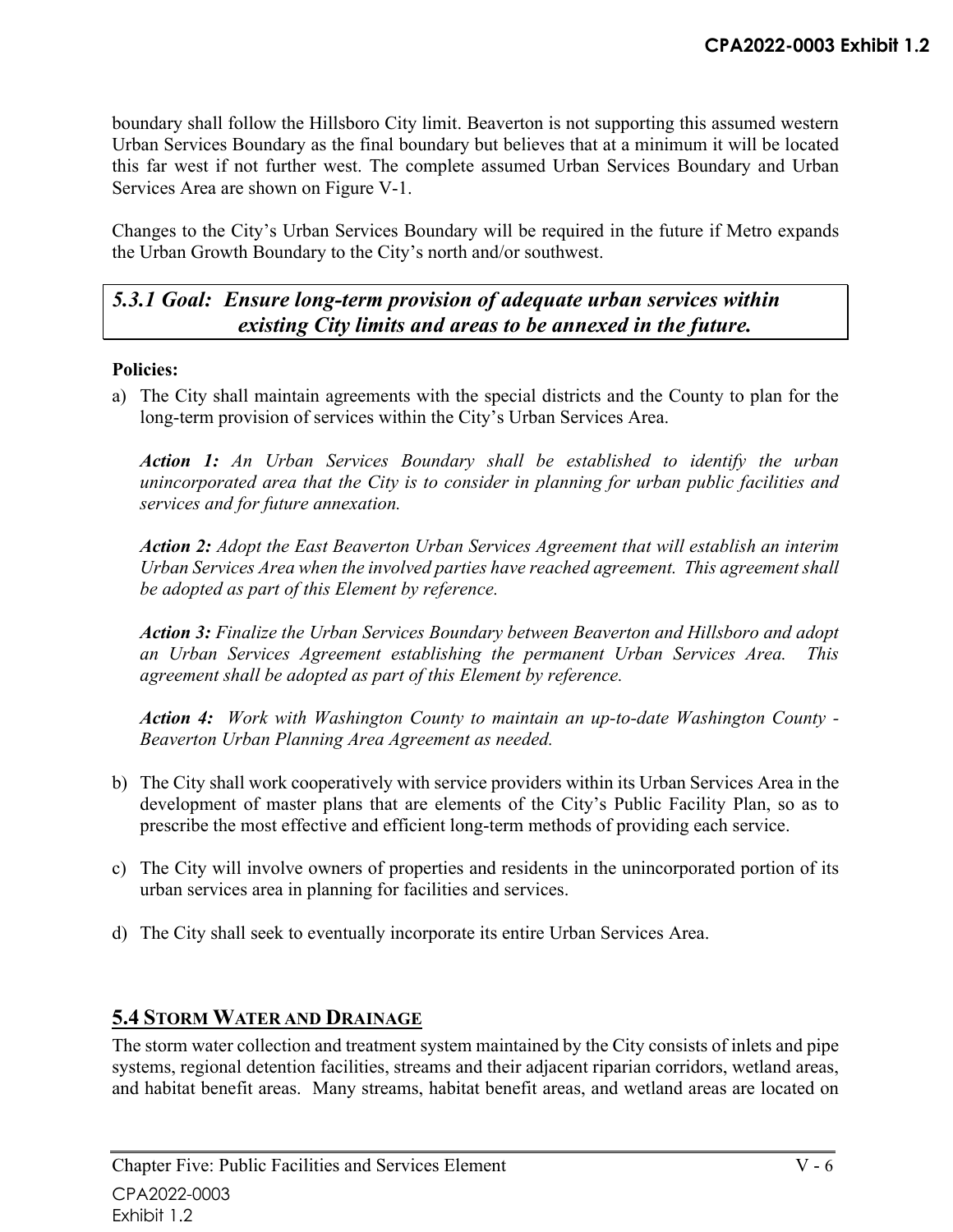boundary shall follow the Hillsboro City limit. Beaverton is not supporting this assumed western Urban Services Boundary as the final boundary but believes that at a minimum it will be located this far west if not further west. The complete assumed Urban Services Boundary and Urban Services Area are shown on Figure V-1.

Changes to the City's Urban Services Boundary will be required in the future if Metro expands the Urban Growth Boundary to the City's north and/or southwest.

### *5.3.1 Goal: Ensure long-term provision of adequate urban services within existing City limits and areas to be annexed in the future.*

**Policies:**

a) The City shall maintain agreements with the special districts and the County to plan for the long-term provision of services within the City's Urban Services Area.

   ***Action 1:*** *An Urban Services Boundary shall be established to identify the urban unincorporated area that the City is to consider in planning for urban public facilities and services and for future annexation.*

   ***Action 2:*** *Adopt the East Beaverton Urban Services Agreement that will establish an interim Urban Services Area when the involved parties have reached agreement. This agreement shall be adopted as part of this Element by reference.*

   ***Action 3:*** *Finalize the Urban Services Boundary between Beaverton and Hillsboro and adopt an Urban Services Agreement establishing the permanent Urban Services Area. This agreement shall be adopted as part of this Element by reference.*

   ***Action 4:*** *Work with Washington County to maintain an up-to-date Washington County - Beaverton Urban Planning Area Agreement as needed.*

b) The City shall work cooperatively with service providers within its Urban Services Area in the development of master plans that are elements of the City's Public Facility Plan, so as to prescribe the most effective and efficient long-term methods of providing each service.

c) The City will involve owners of properties and residents in the unincorporated portion of its urban services area in planning for facilities and services.

d) The City shall seek to eventually incorporate its entire Urban Services Area.

## 5.4 STORM WATER AND DRAINAGE

The storm water collection and treatment system maintained by the City consists of inlets and pipe systems, regional detention facilities, streams and their adjacent riparian corridors, wetland areas, and habitat benefit areas. Many streams, habitat benefit areas, and wetland areas are located on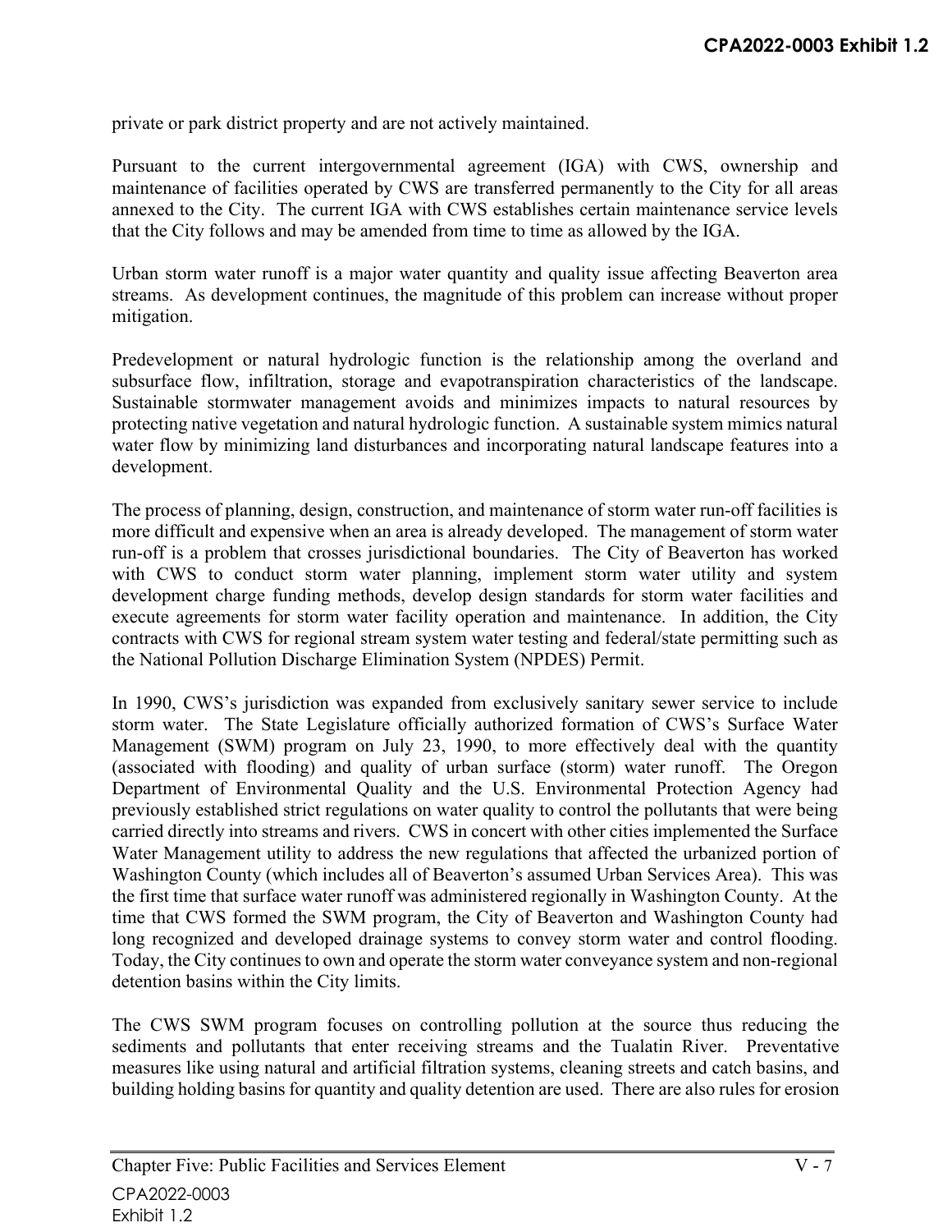private or park district property and are not actively maintained.

Pursuant to the current intergovernmental agreement (IGA) with CWS, ownership and maintenance of facilities operated by CWS are transferred permanently to the City for all areas annexed to the City. The current IGA with CWS establishes certain maintenance service levels that the City follows and may be amended from time to time as allowed by the IGA.

Urban storm water runoff is a major water quantity and quality issue affecting Beaverton area streams. As development continues, the magnitude of this problem can increase without proper mitigation.

Predevelopment or natural hydrologic function is the relationship among the overland and subsurface flow, infiltration, storage and evapotranspiration characteristics of the landscape. Sustainable stormwater management avoids and minimizes impacts to natural resources by protecting native vegetation and natural hydrologic function. A sustainable system mimics natural water flow by minimizing land disturbances and incorporating natural landscape features into a development.

The process of planning, design, construction, and maintenance of storm water run-off facilities is more difficult and expensive when an area is already developed. The management of storm water run-off is a problem that crosses jurisdictional boundaries. The City of Beaverton has worked with CWS to conduct storm water planning, implement storm water utility and system development charge funding methods, develop design standards for storm water facilities and execute agreements for storm water facility operation and maintenance. In addition, the City contracts with CWS for regional stream system water testing and federal/state permitting such as the National Pollution Discharge Elimination System (NPDES) Permit.

In 1990, CWS's jurisdiction was expanded from exclusively sanitary sewer service to include storm water. The State Legislature officially authorized formation of CWS's Surface Water Management (SWM) program on July 23, 1990, to more effectively deal with the quantity (associated with flooding) and quality of urban surface (storm) water runoff. The Oregon Department of Environmental Quality and the U.S. Environmental Protection Agency had previously established strict regulations on water quality to control the pollutants that were being carried directly into streams and rivers. CWS in concert with other cities implemented the Surface Water Management utility to address the new regulations that affected the urbanized portion of Washington County (which includes all of Beaverton's assumed Urban Services Area). This was the first time that surface water runoff was administered regionally in Washington County. At the time that CWS formed the SWM program, the City of Beaverton and Washington County had long recognized and developed drainage systems to convey storm water and control flooding. Today, the City continues to own and operate the storm water conveyance system and non-regional detention basins within the City limits.

The CWS SWM program focuses on controlling pollution at the source thus reducing the sediments and pollutants that enter receiving streams and the Tualatin River. Preventative measures like using natural and artificial filtration systems, cleaning streets and catch basins, and building holding basins for quantity and quality detention are used. There are also rules for erosion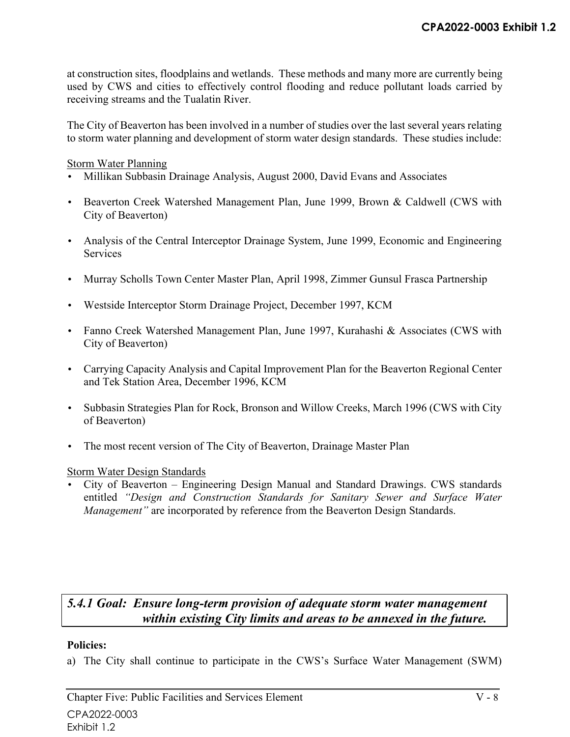at construction sites, floodplains and wetlands. These methods and many more are currently being used by CWS and cities to effectively control flooding and reduce pollutant loads carried by receiving streams and the Tualatin River.

The City of Beaverton has been involved in a number of studies over the last several years relating to storm water planning and development of storm water design standards. These studies include:

<u>Storm Water Planning</u>

- Millikan Subbasin Drainage Analysis, August 2000, David Evans and Associates
- Beaverton Creek Watershed Management Plan, June 1999, Brown & Caldwell (CWS with City of Beaverton)
- Analysis of the Central Interceptor Drainage System, June 1999, Economic and Engineering Services
- Murray Scholls Town Center Master Plan, April 1998, Zimmer Gunsul Frasca Partnership
- Westside Interceptor Storm Drainage Project, December 1997, KCM
- Fanno Creek Watershed Management Plan, June 1997, Kurahashi & Associates (CWS with City of Beaverton)
- Carrying Capacity Analysis and Capital Improvement Plan for the Beaverton Regional Center and Tek Station Area, December 1996, KCM
- Subbasin Strategies Plan for Rock, Bronson and Willow Creeks, March 1996 (CWS with City of Beaverton)
- The most recent version of The City of Beaverton, Drainage Master Plan

<u>Storm Water Design Standards</u>

- City of Beaverton – Engineering Design Manual and Standard Drawings. CWS standards entitled *"Design and Construction Standards for Sanitary Sewer and Surface Water Management"* are incorporated by reference from the Beaverton Design Standards.

### *5.4.1 Goal: Ensure long-term provision of adequate storm water management within existing City limits and areas to be annexed in the future.*

**Policies:**

a) The City shall continue to participate in the CWS's Surface Water Management (SWM)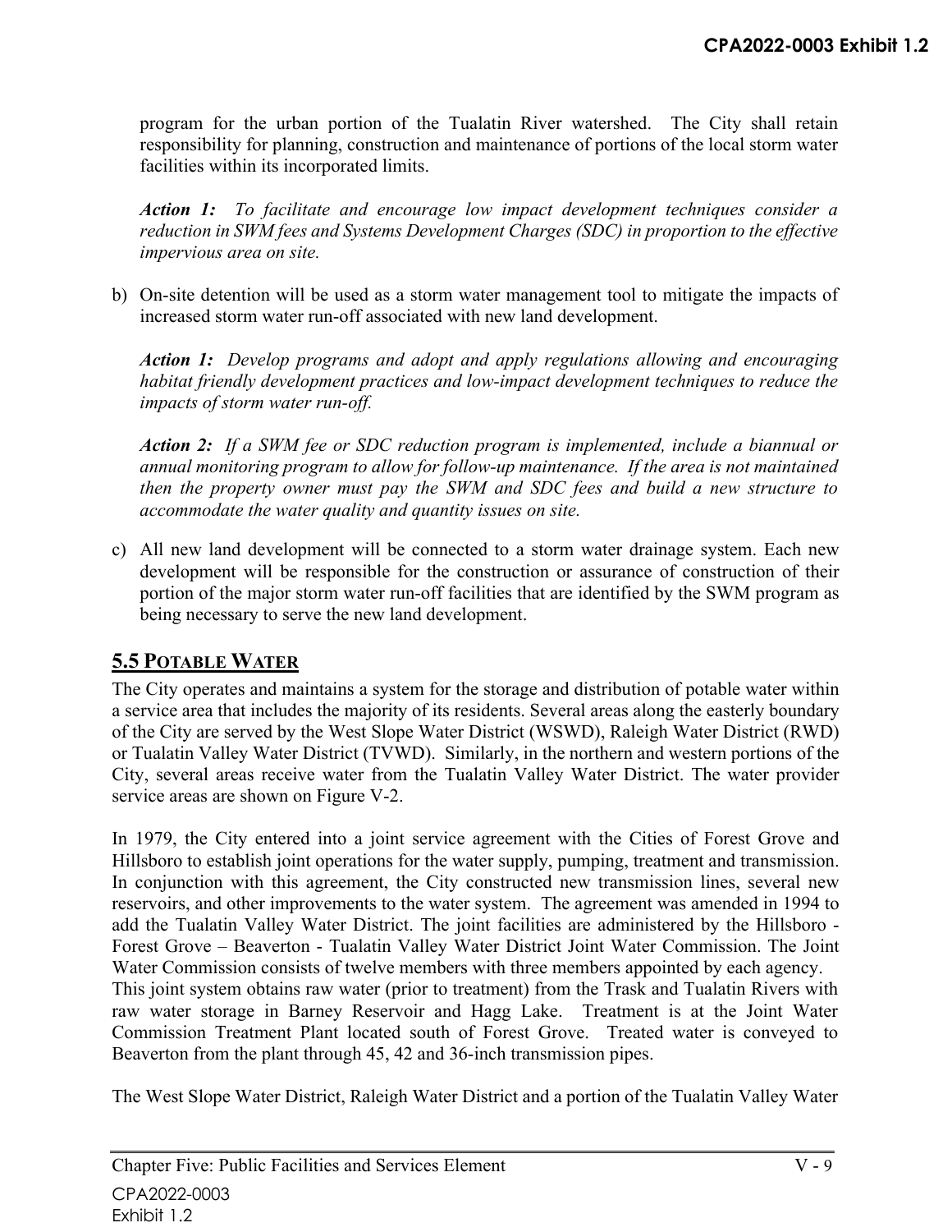program for the urban portion of the Tualatin River watershed. The City shall retain responsibility for planning, construction and maintenance of portions of the local storm water facilities within its incorporated limits.

***Action 1:*** *To facilitate and encourage low impact development techniques consider a reduction in SWM fees and Systems Development Charges (SDC) in proportion to the effective impervious area on site.*

b) On-site detention will be used as a storm water management tool to mitigate the impacts of increased storm water run-off associated with new land development.

***Action 1:*** *Develop programs and adopt and apply regulations allowing and encouraging habitat friendly development practices and low-impact development techniques to reduce the impacts of storm water run-off.*

***Action 2:*** *If a SWM fee or SDC reduction program is implemented, include a biannual or annual monitoring program to allow for follow-up maintenance. If the area is not maintained then the property owner must pay the SWM and SDC fees and build a new structure to accommodate the water quality and quantity issues on site.*

c) All new land development will be connected to a storm water drainage system. Each new development will be responsible for the construction or assurance of construction of their portion of the major storm water run-off facilities that are identified by the SWM program as being necessary to serve the new land development.

## 5.5 Potable Water

The City operates and maintains a system for the storage and distribution of potable water within a service area that includes the majority of its residents. Several areas along the easterly boundary of the City are served by the West Slope Water District (WSWD), Raleigh Water District (RWD) or Tualatin Valley Water District (TVWD). Similarly, in the northern and western portions of the City, several areas receive water from the Tualatin Valley Water District. The water provider service areas are shown on Figure V-2.

In 1979, the City entered into a joint service agreement with the Cities of Forest Grove and Hillsboro to establish joint operations for the water supply, pumping, treatment and transmission. In conjunction with this agreement, the City constructed new transmission lines, several new reservoirs, and other improvements to the water system. The agreement was amended in 1994 to add the Tualatin Valley Water District. The joint facilities are administered by the Hillsboro - Forest Grove – Beaverton - Tualatin Valley Water District Joint Water Commission. The Joint Water Commission consists of twelve members with three members appointed by each agency.
This joint system obtains raw water (prior to treatment) from the Trask and Tualatin Rivers with raw water storage in Barney Reservoir and Hagg Lake. Treatment is at the Joint Water Commission Treatment Plant located south of Forest Grove. Treated water is conveyed to Beaverton from the plant through 45, 42 and 36-inch transmission pipes.

The West Slope Water District, Raleigh Water District and a portion of the Tualatin Valley Water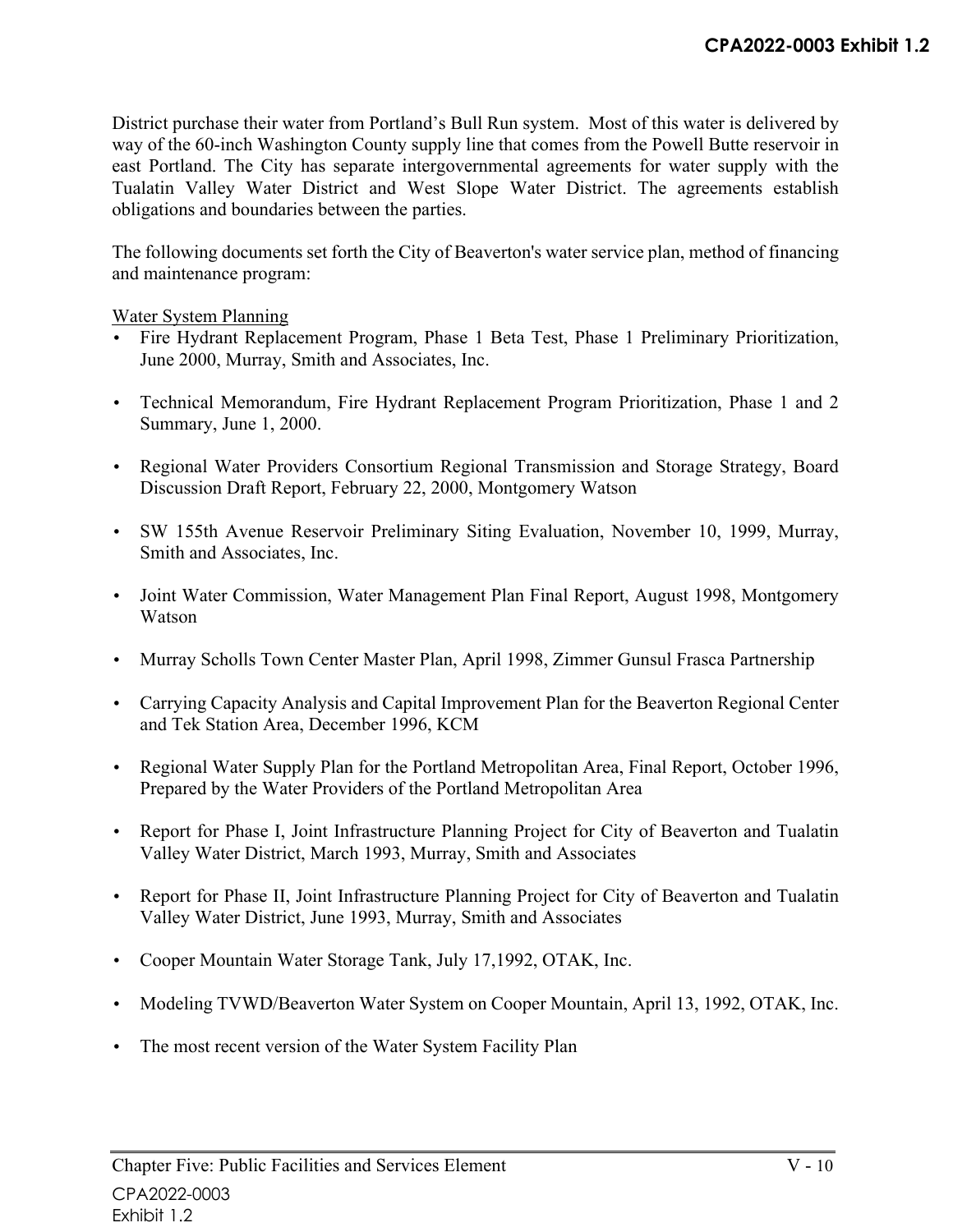District purchase their water from Portland's Bull Run system. Most of this water is delivered by way of the 60-inch Washington County supply line that comes from the Powell Butte reservoir in east Portland. The City has separate intergovernmental agreements for water supply with the Tualatin Valley Water District and West Slope Water District. The agreements establish obligations and boundaries between the parties.

The following documents set forth the City of Beaverton's water service plan, method of financing and maintenance program:

<u>Water System Planning</u>

- Fire Hydrant Replacement Program, Phase 1 Beta Test, Phase 1 Preliminary Prioritization, June 2000, Murray, Smith and Associates, Inc.
- Technical Memorandum, Fire Hydrant Replacement Program Prioritization, Phase 1 and 2 Summary, June 1, 2000.
- Regional Water Providers Consortium Regional Transmission and Storage Strategy, Board Discussion Draft Report, February 22, 2000, Montgomery Watson
- SW 155th Avenue Reservoir Preliminary Siting Evaluation, November 10, 1999, Murray, Smith and Associates, Inc.
- Joint Water Commission, Water Management Plan Final Report, August 1998, Montgomery Watson
- Murray Scholls Town Center Master Plan, April 1998, Zimmer Gunsul Frasca Partnership
- Carrying Capacity Analysis and Capital Improvement Plan for the Beaverton Regional Center and Tek Station Area, December 1996, KCM
- Regional Water Supply Plan for the Portland Metropolitan Area, Final Report, October 1996, Prepared by the Water Providers of the Portland Metropolitan Area
- Report for Phase I, Joint Infrastructure Planning Project for City of Beaverton and Tualatin Valley Water District, March 1993, Murray, Smith and Associates
- Report for Phase II, Joint Infrastructure Planning Project for City of Beaverton and Tualatin Valley Water District, June 1993, Murray, Smith and Associates
- Cooper Mountain Water Storage Tank, July 17,1992, OTAK, Inc.
- Modeling TVWD/Beaverton Water System on Cooper Mountain, April 13, 1992, OTAK, Inc.
- The most recent version of the Water System Facility Plan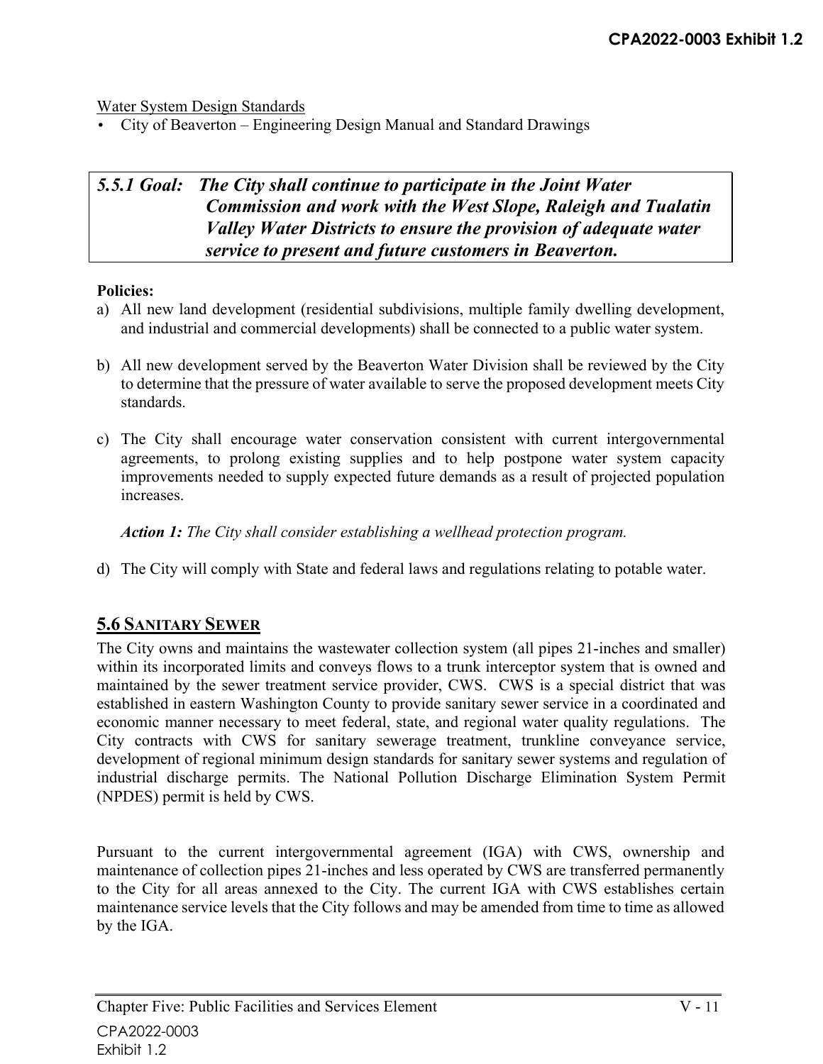Water System Design Standards

- City of Beaverton – Engineering Design Manual and Standard Drawings

***5.5.1 Goal: The City shall continue to participate in the Joint Water Commission and work with the West Slope, Raleigh and Tualatin Valley Water Districts to ensure the provision of adequate water service to present and future customers in Beaverton.***

**Policies:**

a) All new land development (residential subdivisions, multiple family dwelling development, and industrial and commercial developments) shall be connected to a public water system.

b) All new development served by the Beaverton Water Division shall be reviewed by the City to determine that the pressure of water available to serve the proposed development meets City standards.

c) The City shall encourage water conservation consistent with current intergovernmental agreements, to prolong existing supplies and to help postpone water system capacity improvements needed to supply expected future demands as a result of projected population increases.

   ***Action 1:*** *The City shall consider establishing a wellhead protection program.*

d) The City will comply with State and federal laws and regulations relating to potable water.

## 5.6 Sanitary Sewer

The City owns and maintains the wastewater collection system (all pipes 21-inches and smaller) within its incorporated limits and conveys flows to a trunk interceptor system that is owned and maintained by the sewer treatment service provider, CWS. CWS is a special district that was established in eastern Washington County to provide sanitary sewer service in a coordinated and economic manner necessary to meet federal, state, and regional water quality regulations. The City contracts with CWS for sanitary sewerage treatment, trunkline conveyance service, development of regional minimum design standards for sanitary sewer systems and regulation of industrial discharge permits. The National Pollution Discharge Elimination System Permit (NPDES) permit is held by CWS.

Pursuant to the current intergovernmental agreement (IGA) with CWS, ownership and maintenance of collection pipes 21-inches and less operated by CWS are transferred permanently to the City for all areas annexed to the City. The current IGA with CWS establishes certain maintenance service levels that the City follows and may be amended from time to time as allowed by the IGA.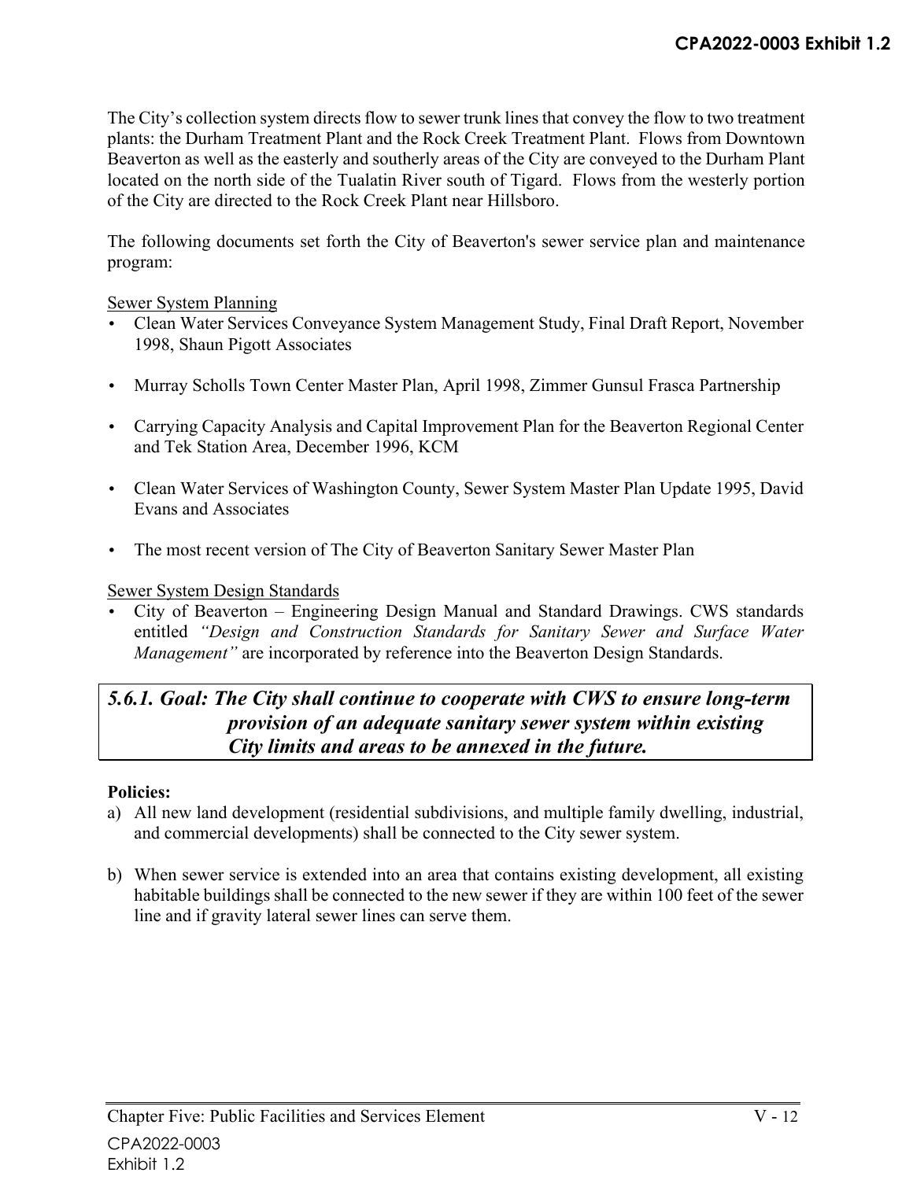The City's collection system directs flow to sewer trunk lines that convey the flow to two treatment plants: the Durham Treatment Plant and the Rock Creek Treatment Plant. Flows from Downtown Beaverton as well as the easterly and southerly areas of the City are conveyed to the Durham Plant located on the north side of the Tualatin River south of Tigard. Flows from the westerly portion of the City are directed to the Rock Creek Plant near Hillsboro.

The following documents set forth the City of Beaverton's sewer service plan and maintenance program:

Sewer System Planning

- Clean Water Services Conveyance System Management Study, Final Draft Report, November 1998, Shaun Pigott Associates
- Murray Scholls Town Center Master Plan, April 1998, Zimmer Gunsul Frasca Partnership
- Carrying Capacity Analysis and Capital Improvement Plan for the Beaverton Regional Center and Tek Station Area, December 1996, KCM
- Clean Water Services of Washington County, Sewer System Master Plan Update 1995, David Evans and Associates
- The most recent version of The City of Beaverton Sanitary Sewer Master Plan

Sewer System Design Standards

- City of Beaverton – Engineering Design Manual and Standard Drawings. CWS standards entitled *"Design and Construction Standards for Sanitary Sewer and Surface Water Management"* are incorporated by reference into the Beaverton Design Standards.

### *5.6.1. Goal: The City shall continue to cooperate with CWS to ensure long-term provision of an adequate sanitary sewer system within existing City limits and areas to be annexed in the future.*

**Policies:**

a) All new land development (residential subdivisions, and multiple family dwelling, industrial, and commercial developments) shall be connected to the City sewer system.

b) When sewer service is extended into an area that contains existing development, all existing habitable buildings shall be connected to the new sewer if they are within 100 feet of the sewer line and if gravity lateral sewer lines can serve them.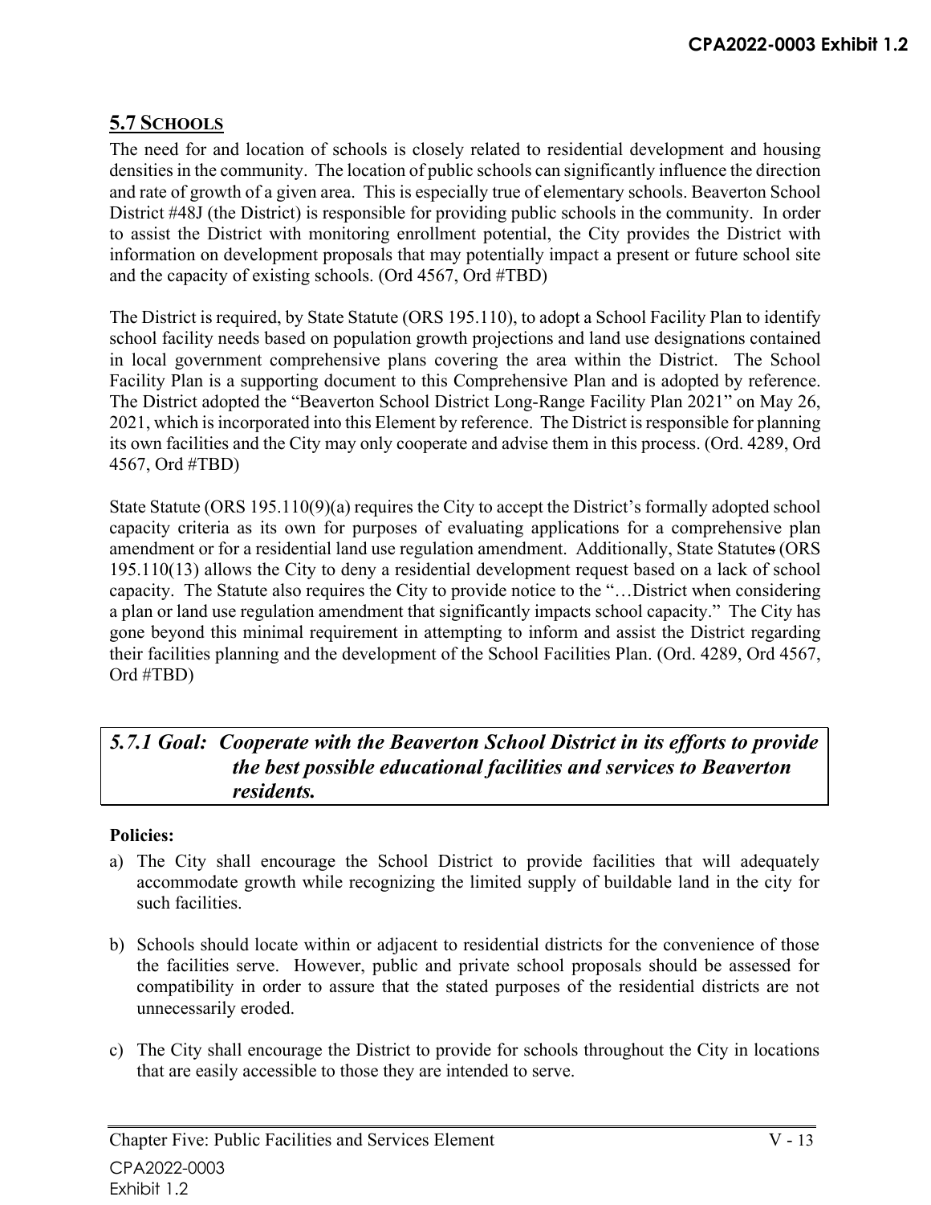## 5.7 SCHOOLS

The need for and location of schools is closely related to residential development and housing densities in the community. The location of public schools can significantly influence the direction and rate of growth of a given area. This is especially true of elementary schools. Beaverton School District #48J (the District) is responsible for providing public schools in the community. In order to assist the District with monitoring enrollment potential, the City provides the District with information on development proposals that may potentially impact a present or future school site and the capacity of existing schools. (Ord 4567, Ord #TBD)

The District is required, by State Statute (ORS 195.110), to adopt a School Facility Plan to identify school facility needs based on population growth projections and land use designations contained in local government comprehensive plans covering the area within the District. The School Facility Plan is a supporting document to this Comprehensive Plan and is adopted by reference. The District adopted the "Beaverton School District Long-Range Facility Plan 2021" on May 26, 2021, which is incorporated into this Element by reference. The District is responsible for planning its own facilities and the City may only cooperate and advise them in this process. (Ord. 4289, Ord 4567, Ord #TBD)

State Statute (ORS 195.110(9)(a) requires the City to accept the District's formally adopted school capacity criteria as its own for purposes of evaluating applications for a comprehensive plan amendment or for a residential land use regulation amendment. Additionally, State Statutes (ORS 195.110(13) allows the City to deny a residential development request based on a lack of school capacity. The Statute also requires the City to provide notice to the "…District when considering a plan or land use regulation amendment that significantly impacts school capacity." The City has gone beyond this minimal requirement in attempting to inform and assist the District regarding their facilities planning and the development of the School Facilities Plan. (Ord. 4289, Ord 4567, Ord #TBD)

***5.7.1 Goal: Cooperate with the Beaverton School District in its efforts to provide the best possible educational facilities and services to Beaverton residents.***

**Policies:**

a) The City shall encourage the School District to provide facilities that will adequately accommodate growth while recognizing the limited supply of buildable land in the city for such facilities.

b) Schools should locate within or adjacent to residential districts for the convenience of those the facilities serve. However, public and private school proposals should be assessed for compatibility in order to assure that the stated purposes of the residential districts are not unnecessarily eroded.

c) The City shall encourage the District to provide for schools throughout the City in locations that are easily accessible to those they are intended to serve.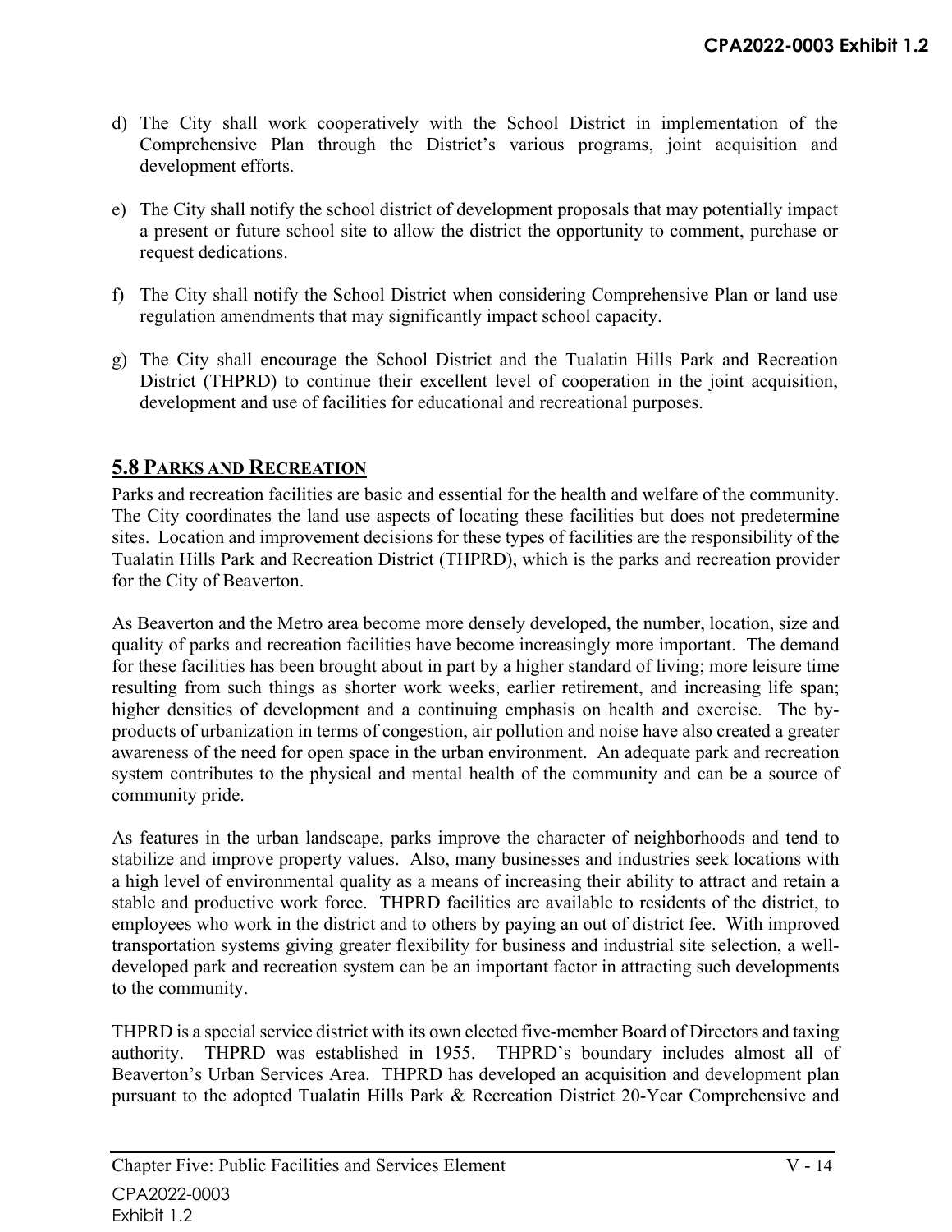d) The City shall work cooperatively with the School District in implementation of the Comprehensive Plan through the District's various programs, joint acquisition and development efforts.

e) The City shall notify the school district of development proposals that may potentially impact a present or future school site to allow the district the opportunity to comment, purchase or request dedications.

f) The City shall notify the School District when considering Comprehensive Plan or land use regulation amendments that may significantly impact school capacity.

g) The City shall encourage the School District and the Tualatin Hills Park and Recreation District (THPRD) to continue their excellent level of cooperation in the joint acquisition, development and use of facilities for educational and recreational purposes.

## 5.8 PARKS AND RECREATION

Parks and recreation facilities are basic and essential for the health and welfare of the community. The City coordinates the land use aspects of locating these facilities but does not predetermine sites. Location and improvement decisions for these types of facilities are the responsibility of the Tualatin Hills Park and Recreation District (THPRD), which is the parks and recreation provider for the City of Beaverton.

As Beaverton and the Metro area become more densely developed, the number, location, size and quality of parks and recreation facilities have become increasingly more important. The demand for these facilities has been brought about in part by a higher standard of living; more leisure time resulting from such things as shorter work weeks, earlier retirement, and increasing life span; higher densities of development and a continuing emphasis on health and exercise. The by-products of urbanization in terms of congestion, air pollution and noise have also created a greater awareness of the need for open space in the urban environment. An adequate park and recreation system contributes to the physical and mental health of the community and can be a source of community pride.

As features in the urban landscape, parks improve the character of neighborhoods and tend to stabilize and improve property values. Also, many businesses and industries seek locations with a high level of environmental quality as a means of increasing their ability to attract and retain a stable and productive work force. THPRD facilities are available to residents of the district, to employees who work in the district and to others by paying an out of district fee. With improved transportation systems giving greater flexibility for business and industrial site selection, a well-developed park and recreation system can be an important factor in attracting such developments to the community.

THPRD is a special service district with its own elected five-member Board of Directors and taxing authority. THPRD was established in 1955. THPRD's boundary includes almost all of Beaverton's Urban Services Area. THPRD has developed an acquisition and development plan pursuant to the adopted Tualatin Hills Park & Recreation District 20-Year Comprehensive and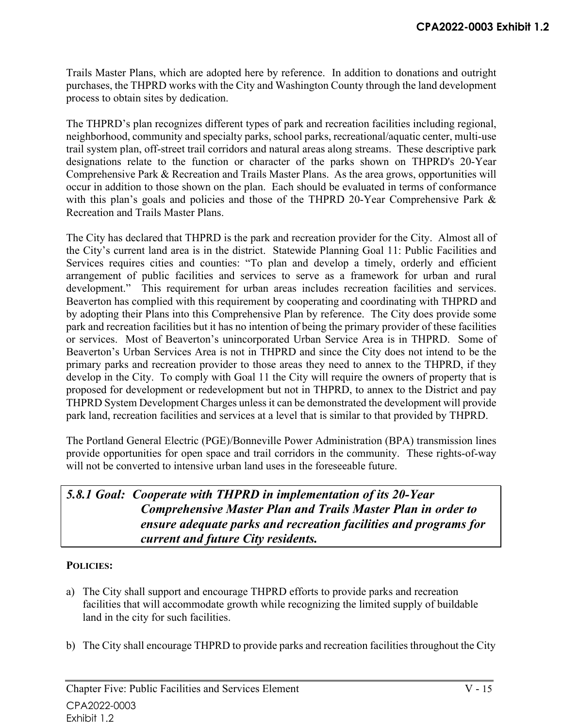Trails Master Plans, which are adopted here by reference. In addition to donations and outright purchases, the THPRD works with the City and Washington County through the land development process to obtain sites by dedication.

The THPRD's plan recognizes different types of park and recreation facilities including regional, neighborhood, community and specialty parks, school parks, recreational/aquatic center, multi-use trail system plan, off-street trail corridors and natural areas along streams. These descriptive park designations relate to the function or character of the parks shown on THPRD's 20-Year Comprehensive Park & Recreation and Trails Master Plans. As the area grows, opportunities will occur in addition to those shown on the plan. Each should be evaluated in terms of conformance with this plan's goals and policies and those of the THPRD 20-Year Comprehensive Park & Recreation and Trails Master Plans.

The City has declared that THPRD is the park and recreation provider for the City. Almost all of the City's current land area is in the district. Statewide Planning Goal 11: Public Facilities and Services requires cities and counties: "To plan and develop a timely, orderly and efficient arrangement of public facilities and services to serve as a framework for urban and rural development." This requirement for urban areas includes recreation facilities and services. Beaverton has complied with this requirement by cooperating and coordinating with THPRD and by adopting their Plans into this Comprehensive Plan by reference. The City does provide some park and recreation facilities but it has no intention of being the primary provider of these facilities or services. Most of Beaverton's unincorporated Urban Service Area is in THPRD. Some of Beaverton's Urban Services Area is not in THPRD and since the City does not intend to be the primary parks and recreation provider to those areas they need to annex to the THPRD, if they develop in the City. To comply with Goal 11 the City will require the owners of property that is proposed for development or redevelopment but not in THPRD, to annex to the District and pay THPRD System Development Charges unless it can be demonstrated the development will provide park land, recreation facilities and services at a level that is similar to that provided by THPRD.

The Portland General Electric (PGE)/Bonneville Power Administration (BPA) transmission lines provide opportunities for open space and trail corridors in the community. These rights-of-way will not be converted to intensive urban land uses in the foreseeable future.

***5.8.1 Goal: Cooperate with THPRD in implementation of its 20-Year Comprehensive Master Plan and Trails Master Plan in order to ensure adequate parks and recreation facilities and programs for current and future City residents.***

**POLICIES:**

a) The City shall support and encourage THPRD efforts to provide parks and recreation facilities that will accommodate growth while recognizing the limited supply of buildable land in the city for such facilities.

b) The City shall encourage THPRD to provide parks and recreation facilities throughout the City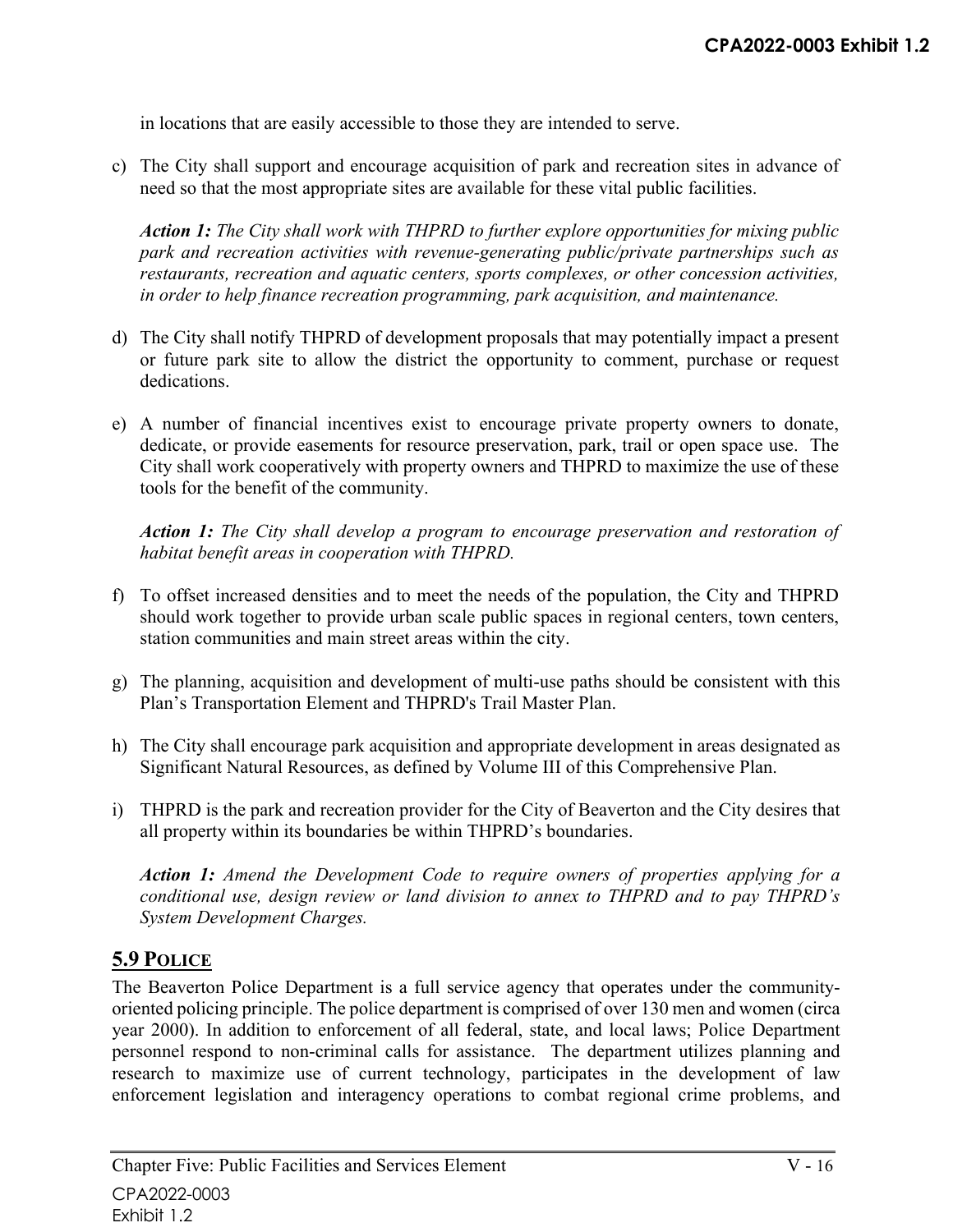in locations that are easily accessible to those they are intended to serve.

c) The City shall support and encourage acquisition of park and recreation sites in advance of need so that the most appropriate sites are available for these vital public facilities.

   ***Action 1:*** *The City shall work with THPRD to further explore opportunities for mixing public park and recreation activities with revenue-generating public/private partnerships such as restaurants, recreation and aquatic centers, sports complexes, or other concession activities, in order to help finance recreation programming, park acquisition, and maintenance.*

d) The City shall notify THPRD of development proposals that may potentially impact a present or future park site to allow the district the opportunity to comment, purchase or request dedications.

e) A number of financial incentives exist to encourage private property owners to donate, dedicate, or provide easements for resource preservation, park, trail or open space use. The City shall work cooperatively with property owners and THPRD to maximize the use of these tools for the benefit of the community.

   ***Action 1:*** *The City shall develop a program to encourage preservation and restoration of habitat benefit areas in cooperation with THPRD.*

f) To offset increased densities and to meet the needs of the population, the City and THPRD should work together to provide urban scale public spaces in regional centers, town centers, station communities and main street areas within the city.

g) The planning, acquisition and development of multi-use paths should be consistent with this Plan's Transportation Element and THPRD's Trail Master Plan.

h) The City shall encourage park acquisition and appropriate development in areas designated as Significant Natural Resources, as defined by Volume III of this Comprehensive Plan.

i) THPRD is the park and recreation provider for the City of Beaverton and the City desires that all property within its boundaries be within THPRD's boundaries.

   ***Action 1:*** *Amend the Development Code to require owners of properties applying for a conditional use, design review or land division to annex to THPRD and to pay THPRD's System Development Charges.*

## 5.9 POLICE

The Beaverton Police Department is a full service agency that operates under the community-oriented policing principle. The police department is comprised of over 130 men and women (circa year 2000). In addition to enforcement of all federal, state, and local laws; Police Department personnel respond to non-criminal calls for assistance. The department utilizes planning and research to maximize use of current technology, participates in the development of law enforcement legislation and interagency operations to combat regional crime problems, and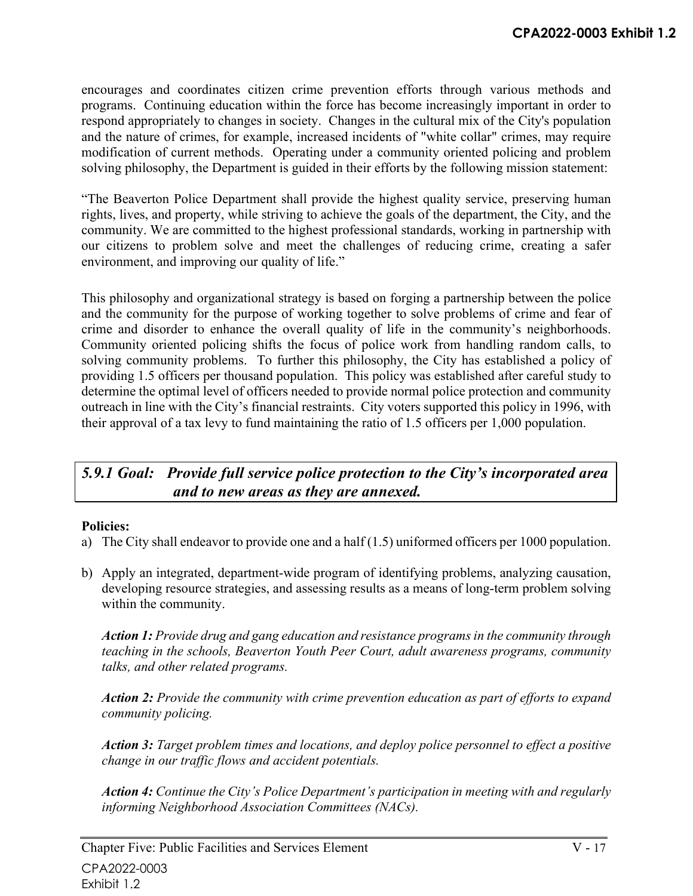encourages and coordinates citizen crime prevention efforts through various methods and programs. Continuing education within the force has become increasingly important in order to respond appropriately to changes in society. Changes in the cultural mix of the City's population and the nature of crimes, for example, increased incidents of "white collar" crimes, may require modification of current methods. Operating under a community oriented policing and problem solving philosophy, the Department is guided in their efforts by the following mission statement:

"The Beaverton Police Department shall provide the highest quality service, preserving human rights, lives, and property, while striving to achieve the goals of the department, the City, and the community. We are committed to the highest professional standards, working in partnership with our citizens to problem solve and meet the challenges of reducing crime, creating a safer environment, and improving our quality of life."

This philosophy and organizational strategy is based on forging a partnership between the police and the community for the purpose of working together to solve problems of crime and fear of crime and disorder to enhance the overall quality of life in the community's neighborhoods. Community oriented policing shifts the focus of police work from handling random calls, to solving community problems. To further this philosophy, the City has established a policy of providing 1.5 officers per thousand population. This policy was established after careful study to determine the optimal level of officers needed to provide normal police protection and community outreach in line with the City's financial restraints. City voters supported this policy in 1996, with their approval of a tax levy to fund maintaining the ratio of 1.5 officers per 1,000 population.

### *5.9.1 Goal: Provide full service police protection to the City's incorporated area and to new areas as they are annexed.*

**Policies:**

a) The City shall endeavor to provide one and a half (1.5) uniformed officers per 1000 population.

b) Apply an integrated, department-wide program of identifying problems, analyzing causation, developing resource strategies, and assessing results as a means of long-term problem solving within the community.

   ***Action 1:*** *Provide drug and gang education and resistance programs in the community through teaching in the schools, Beaverton Youth Peer Court, adult awareness programs, community talks, and other related programs.*

   ***Action 2:*** *Provide the community with crime prevention education as part of efforts to expand community policing.*

   ***Action 3:*** *Target problem times and locations, and deploy police personnel to effect a positive change in our traffic flows and accident potentials.*

   ***Action 4:*** *Continue the City's Police Department's participation in meeting with and regularly informing Neighborhood Association Committees (NACs).*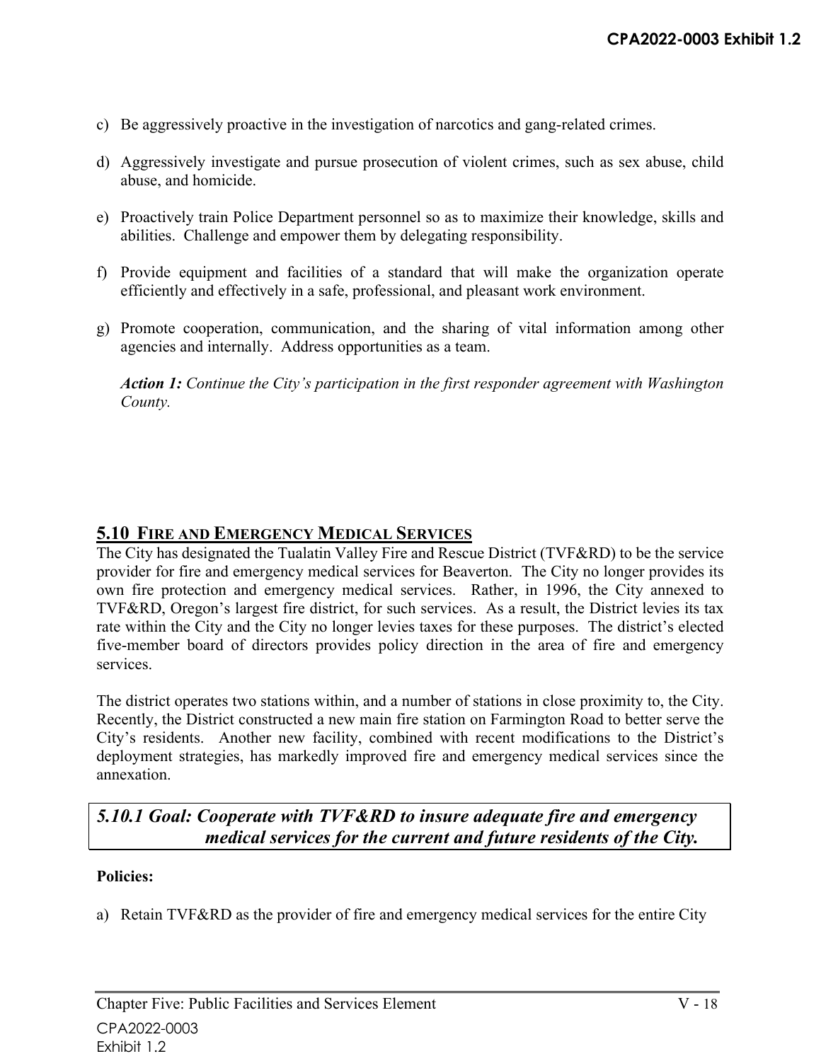c) Be aggressively proactive in the investigation of narcotics and gang-related crimes.

d) Aggressively investigate and pursue prosecution of violent crimes, such as sex abuse, child abuse, and homicide.

e) Proactively train Police Department personnel so as to maximize their knowledge, skills and abilities. Challenge and empower them by delegating responsibility.

f) Provide equipment and facilities of a standard that will make the organization operate efficiently and effectively in a safe, professional, and pleasant work environment.

g) Promote cooperation, communication, and the sharing of vital information among other agencies and internally. Address opportunities as a team.

   ***Action 1:*** *Continue the City's participation in the first responder agreement with Washington County.*

## 5.10 FIRE AND EMERGENCY MEDICAL SERVICES

The City has designated the Tualatin Valley Fire and Rescue District (TVF&RD) to be the service provider for fire and emergency medical services for Beaverton. The City no longer provides its own fire protection and emergency medical services. Rather, in 1996, the City annexed to TVF&RD, Oregon's largest fire district, for such services. As a result, the District levies its tax rate within the City and the City no longer levies taxes for these purposes. The district's elected five-member board of directors provides policy direction in the area of fire and emergency services.

The district operates two stations within, and a number of stations in close proximity to, the City. Recently, the District constructed a new main fire station on Farmington Road to better serve the City's residents. Another new facility, combined with recent modifications to the District's deployment strategies, has markedly improved fire and emergency medical services since the annexation.

### *5.10.1 Goal: Cooperate with TVF&RD to insure adequate fire and emergency medical services for the current and future residents of the City.*

**Policies:**

a) Retain TVF&RD as the provider of fire and emergency medical services for the entire City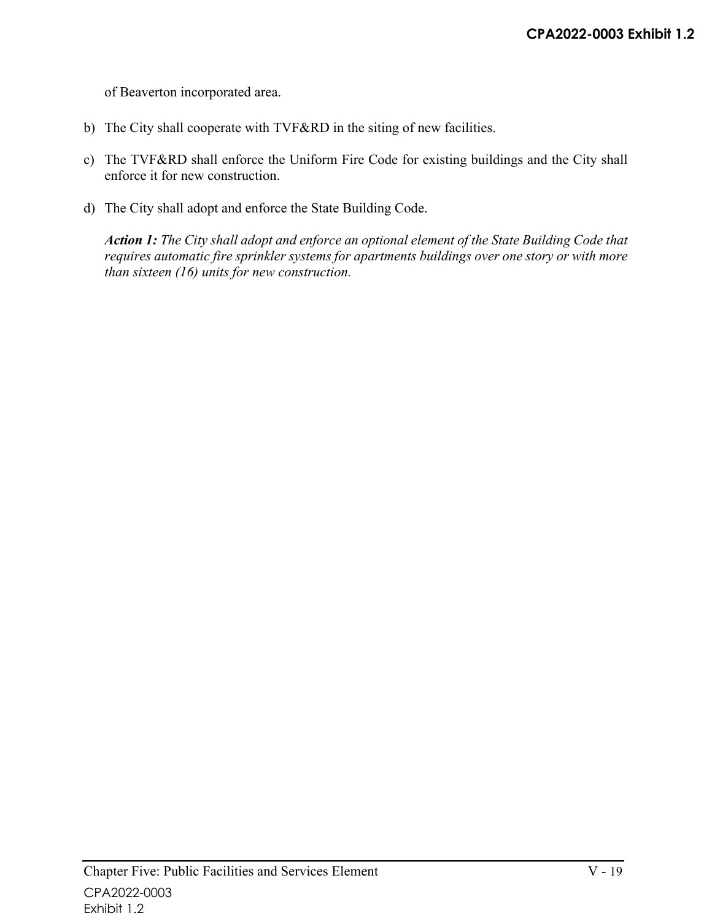of Beaverton incorporated area.

b) The City shall cooperate with TVF&RD in the siting of new facilities.

c) The TVF&RD shall enforce the Uniform Fire Code for existing buildings and the City shall enforce it for new construction.

d) The City shall adopt and enforce the State Building Code.

***Action 1:*** *The City shall adopt and enforce an optional element of the State Building Code that requires automatic fire sprinkler systems for apartments buildings over one story or with more than sixteen (16) units for new construction.*